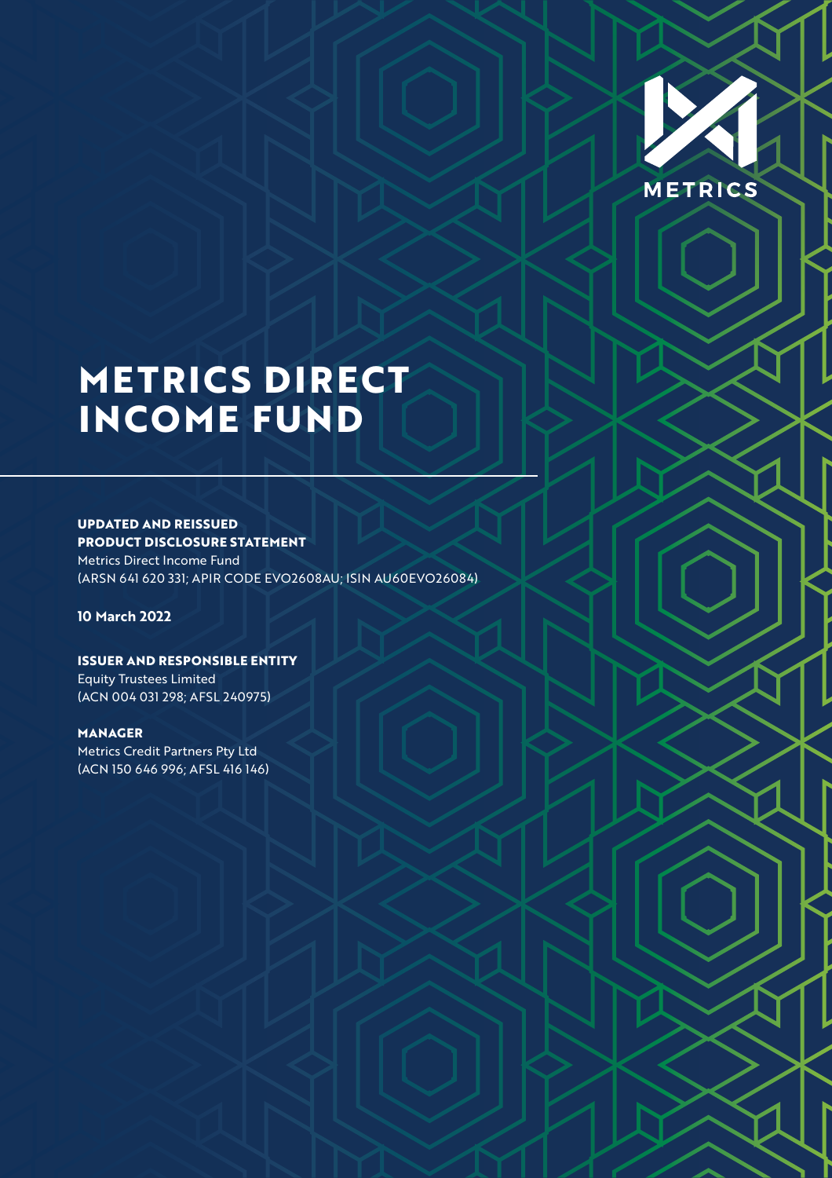METRICS

# METRICS DIRECT INCOME FUND

**UPDATED AND REISSUED**
**PRODUCT DISCLOSURE STATEMENT**
Metrics Direct Income Fund
(ARSN 641 620 331; APIR CODE EVO2608AU; ISIN AU60EVO26084)

**10 March 2022**

**ISSUER AND RESPONSIBLE ENTITY**
Equity Trustees Limited
(ACN 004 031 298; AFSL 240975)

**MANAGER**
Metrics Credit Partners Pty Ltd
(ACN 150 646 996; AFSL 416 146)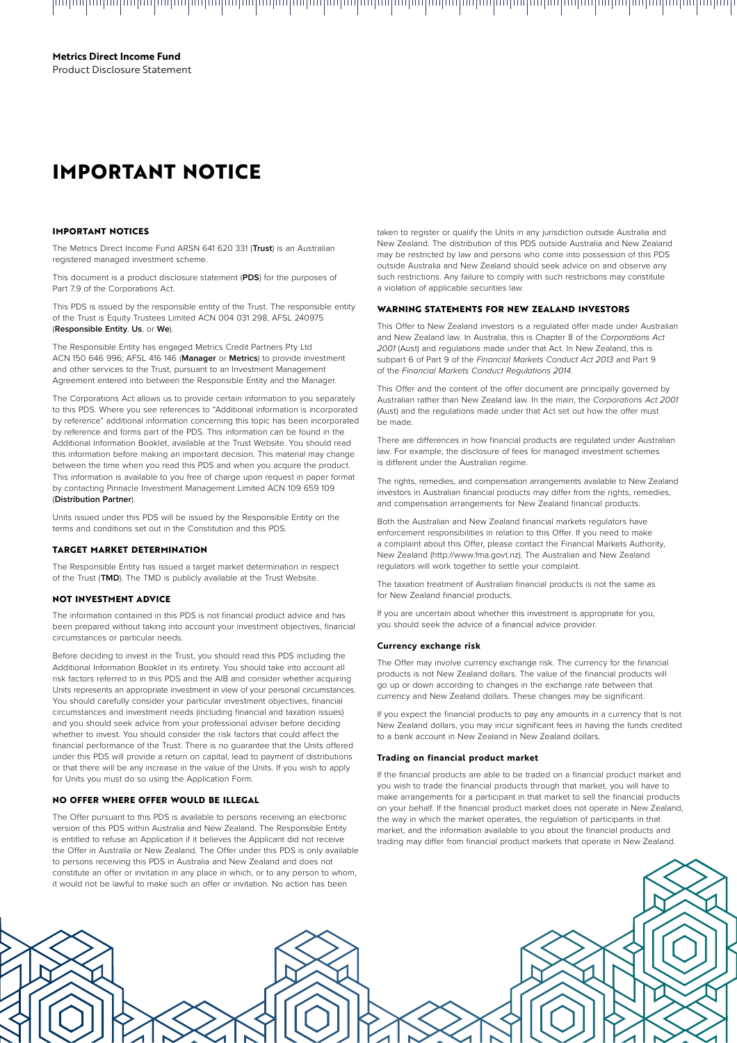# IMPORTANT NOTICE

## IMPORTANT NOTICES

The Metrics Direct Income Fund ARSN 641 620 331 (**Trust**) is an Australian registered managed investment scheme.

This document is a product disclosure statement (**PDS**) for the purposes of Part 7.9 of the Corporations Act.

This PDS is issued by the responsible entity of the Trust. The responsible entity of the Trust is Equity Trustees Limited ACN 004 031 298, AFSL 240975 (**Responsible Entity**, **Us**, or **We**).

The Responsible Entity has engaged Metrics Credit Partners Pty Ltd ACN 150 646 996; AFSL 416 146 (**Manager** or **Metrics**) to provide investment and other services to the Trust, pursuant to an Investment Management Agreement entered into between the Responsible Entity and the Manager.

The Corporations Act allows us to provide certain information to you separately to this PDS. Where you see references to "Additional information is incorporated by reference" additional information concerning this topic has been incorporated by reference and forms part of the PDS. This information can be found in the Additional Information Booklet, available at the Trust Website. You should read this information before making an important decision. This material may change between the time when you read this PDS and when you acquire the product. This information is available to you free of charge upon request in paper format by contacting Pinnacle Investment Management Limited ACN 109 659 109 (**Distribution Partner**).

Units issued under this PDS will be issued by the Responsible Entity on the terms and conditions set out in the Constitution and this PDS.

## TARGET MARKET DETERMINATION

The Responsible Entity has issued a target market determination in respect of the Trust (**TMD**). The TMD is publicly available at the Trust Website.

## NOT INVESTMENT ADVICE

The information contained in this PDS is not financial product advice and has been prepared without taking into account your investment objectives, financial circumstances or particular needs.

Before deciding to invest in the Trust, you should read this PDS including the Additional Information Booklet in its entirety. You should take into account all risk factors referred to in this PDS and the AIB and consider whether acquiring Units represents an appropriate investment in view of your personal circumstances. You should carefully consider your particular investment objectives, financial circumstances and investment needs (including financial and taxation issues) and you should seek advice from your professional adviser before deciding whether to invest. You should consider the risk factors that could affect the financial performance of the Trust. There is no guarantee that the Units offered under this PDS will provide a return on capital, lead to payment of distributions or that there will be any increase in the value of the Units. If you wish to apply for Units you must do so using the Application Form.

## NO OFFER WHERE OFFER WOULD BE ILLEGAL

The Offer pursuant to this PDS is available to persons receiving an electronic version of this PDS within Australia and New Zealand. The Responsible Entity is entitled to refuse an Application if it believes the Applicant did not receive the Offer in Australia or New Zealand. The Offer under this PDS is only available to persons receiving this PDS in Australia and New Zealand and does not constitute an offer or invitation in any place in which, or to any person to whom, it would not be lawful to make such an offer or invitation. No action has been taken to register or qualify the Units in any jurisdiction outside Australia and New Zealand. The distribution of this PDS outside Australia and New Zealand may be restricted by law and persons who come into possession of this PDS outside Australia and New Zealand should seek advice on and observe any such restrictions. Any failure to comply with such restrictions may constitute a violation of applicable securities law.

## WARNING STATEMENTS FOR NEW ZEALAND INVESTORS

This Offer to New Zealand investors is a regulated offer made under Australian and New Zealand law. In Australia, this is Chapter 8 of the *Corporations Act 2001* (Aust) and regulations made under that Act. In New Zealand, this is subpart 6 of Part 9 of the *Financial Markets Conduct Act 2013* and Part 9 of the *Financial Markets Conduct Regulations 2014*.

This Offer and the content of the offer document are principally governed by Australian rather than New Zealand law. In the main, the *Corporations Act 2001* (Aust) and the regulations made under that Act set out how the offer must be made.

There are differences in how financial products are regulated under Australian law. For example, the disclosure of fees for managed investment schemes is different under the Australian regime.

The rights, remedies, and compensation arrangements available to New Zealand investors in Australian financial products may differ from the rights, remedies, and compensation arrangements for New Zealand financial products.

Both the Australian and New Zealand financial markets regulators have enforcement responsibilities in relation to this Offer. If you need to make a complaint about this Offer, please contact the Financial Markets Authority, New Zealand (http://www.fma.govt.nz). The Australian and New Zealand regulators will work together to settle your complaint.

The taxation treatment of Australian financial products is not the same as for New Zealand financial products.

If you are uncertain about whether this investment is appropriate for you, you should seek the advice of a financial advice provider.

### Currency exchange risk

The Offer may involve currency exchange risk. The currency for the financial products is not New Zealand dollars. The value of the financial products will go up or down according to changes in the exchange rate between that currency and New Zealand dollars. These changes may be significant.

If you expect the financial products to pay any amounts in a currency that is not New Zealand dollars, you may incur significant fees in having the funds credited to a bank account in New Zealand in New Zealand dollars.

### Trading on financial product market

If the financial products are able to be traded on a financial product market and you wish to trade the financial products through that market, you will have to make arrangements for a participant in that market to sell the financial products on your behalf. If the financial product market does not operate in New Zealand, the way in which the market operates, the regulation of participants in that market, and the information available to you about the financial products and trading may differ from financial product markets that operate in New Zealand.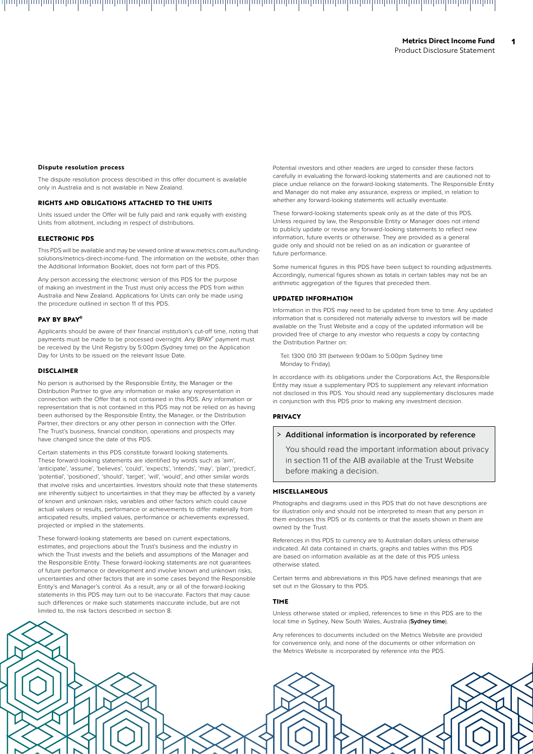### Dispute resolution process

The dispute resolution process described in this offer document is available only in Australia and is not available in New Zealand.

## RIGHTS AND OBLIGATIONS ATTACHED TO THE UNITS

Units issued under the Offer will be fully paid and rank equally with existing Units from allotment, including in respect of distributions.

## ELECTRONIC PDS

This PDS will be available and may be viewed online at www.metrics.com.au/funding-solutions/metrics-direct-income-fund. The information on the website, other than the Additional Information Booklet, does not form part of this PDS.

Any person accessing the electronic version of this PDS for the purpose of making an investment in the Trust must only access the PDS from within Australia and New Zealand. Applications for Units can only be made using the procedure outlined in section 11 of this PDS.

## PAY BY BPAY®

Applicants should be aware of their financial institution's cut-off time, noting that payments must be made to be processed overnight. Any BPAY® payment must be received by the Unit Registry by 5:00pm (Sydney time) on the Application Day for Units to be issued on the relevant Issue Date.

## DISCLAIMER

No person is authorised by the Responsible Entity, the Manager or the Distribution Partner to give any information or make any representation in connection with the Offer that is not contained in this PDS. Any information or representation that is not contained in this PDS may not be relied on as having been authorised by the Responsible Entity, the Manager, or the Distribution Partner, their directors or any other person in connection with the Offer. The Trust's business, financial condition, operations and prospects may have changed since the date of this PDS.

Certain statements in this PDS constitute forward looking statements. These forward-looking statements are identified by words such as 'aim', 'anticipate', 'assume', 'believes', 'could', 'expects', 'intends', 'may', 'plan', 'predict', 'potential', 'positioned', 'should', 'target', 'will', 'would', and other similar words that involve risks and uncertainties. Investors should note that these statements are inherently subject to uncertainties in that they may be affected by a variety of known and unknown risks, variables and other factors which could cause actual values or results, performance or achievements to differ materially from anticipated results, implied values, performance or achievements expressed, projected or implied in the statements.

These forward-looking statements are based on current expectations, estimates, and projections about the Trust's business and the industry in which the Trust invests and the beliefs and assumptions of the Manager and the Responsible Entity. These forward-looking statements are not guarantees of future performance or development and involve known and unknown risks, uncertainties and other factors that are in some cases beyond the Responsible Entity's and Manager's control. As a result, any or all of the forward-looking statements in this PDS may turn out to be inaccurate. Factors that may cause such differences or make such statements inaccurate include, but are not limited to, the risk factors described in section 8.

Potential investors and other readers are urged to consider these factors carefully in evaluating the forward-looking statements and are cautioned not to place undue reliance on the forward-looking statements. The Responsible Entity and Manager do not make any assurance, express or implied, in relation to whether any forward-looking statements will actually eventuate.

These forward-looking statements speak only as at the date of this PDS. Unless required by law, the Responsible Entity or Manager does not intend to publicly update or revise any forward-looking statements to reflect new information, future events or otherwise. They are provided as a general guide only and should not be relied on as an indication or guarantee of future performance.

Some numerical figures in this PDS have been subject to rounding adjustments. Accordingly, numerical figures shown as totals in certain tables may not be an arithmetic aggregation of the figures that preceded them.

## UPDATED INFORMATION

Information in this PDS may need to be updated from time to time. Any updated information that is considered not materially adverse to investors will be made available on the Trust Website and a copy of the updated information will be provided free of charge to any investor who requests a copy by contacting the Distribution Partner on:

Tel: 1300 010 311 (between 9:00am to 5:00pm Sydney time Monday to Friday).

In accordance with its obligations under the Corporations Act, the Responsible Entity may issue a supplementary PDS to supplement any relevant information not disclosed in this PDS. You should read any supplementary disclosures made in conjunction with this PDS prior to making any investment decision.

## PRIVACY

> **Additional information is incorporated by reference**
>
> You should read the important information about privacy in section 11 of the AIB available at the Trust Website before making a decision.

## MISCELLANEOUS

Photographs and diagrams used in this PDS that do not have descriptions are for illustration only and should not be interpreted to mean that any person in them endorses this PDS or its contents or that the assets shown in them are owned by the Trust.

References in this PDS to currency are to Australian dollars unless otherwise indicated. All data contained in charts, graphs and tables within this PDS are based on information available as at the date of this PDS unless otherwise stated.

Certain terms and abbreviations in this PDS have defined meanings that are set out in the Glossary to this PDS.

## TIME

Unless otherwise stated or implied, references to time in this PDS are to the local time in Sydney, New South Wales, Australia (**Sydney time**).

Any references to documents included on the Metrics Website are provided for convenience only, and none of the documents or other information on the Metrics Website is incorporated by reference into the PDS.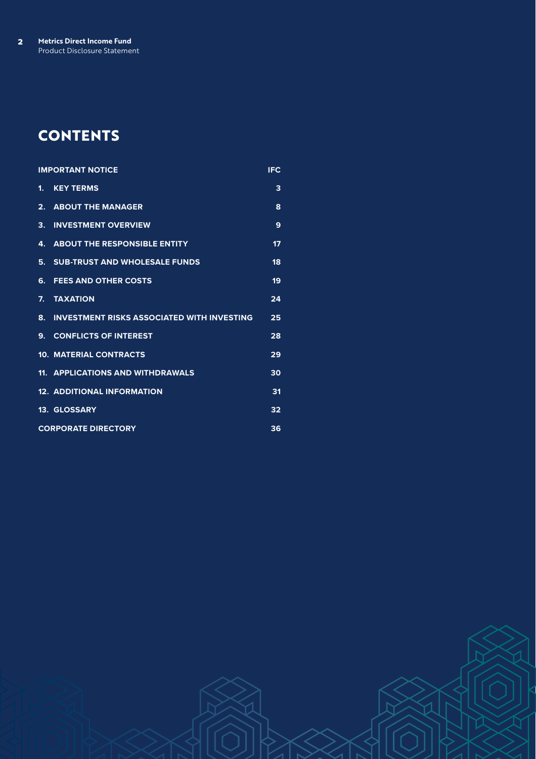# CONTENTS

| | |
|---|---|
| IMPORTANT NOTICE | IFC |
| 1. KEY TERMS | 3 |
| 2. ABOUT THE MANAGER | 8 |
| 3. INVESTMENT OVERVIEW | 9 |
| 4. ABOUT THE RESPONSIBLE ENTITY | 17 |
| 5. SUB-TRUST AND WHOLESALE FUNDS | 18 |
| 6. FEES AND OTHER COSTS | 19 |
| 7. TAXATION | 24 |
| 8. INVESTMENT RISKS ASSOCIATED WITH INVESTING | 25 |
| 9. CONFLICTS OF INTEREST | 28 |
| 10. MATERIAL CONTRACTS | 29 |
| 11. APPLICATIONS AND WITHDRAWALS | 30 |
| 12. ADDITIONAL INFORMATION | 31 |
| 13. GLOSSARY | 32 |
| CORPORATE DIRECTORY | 36 |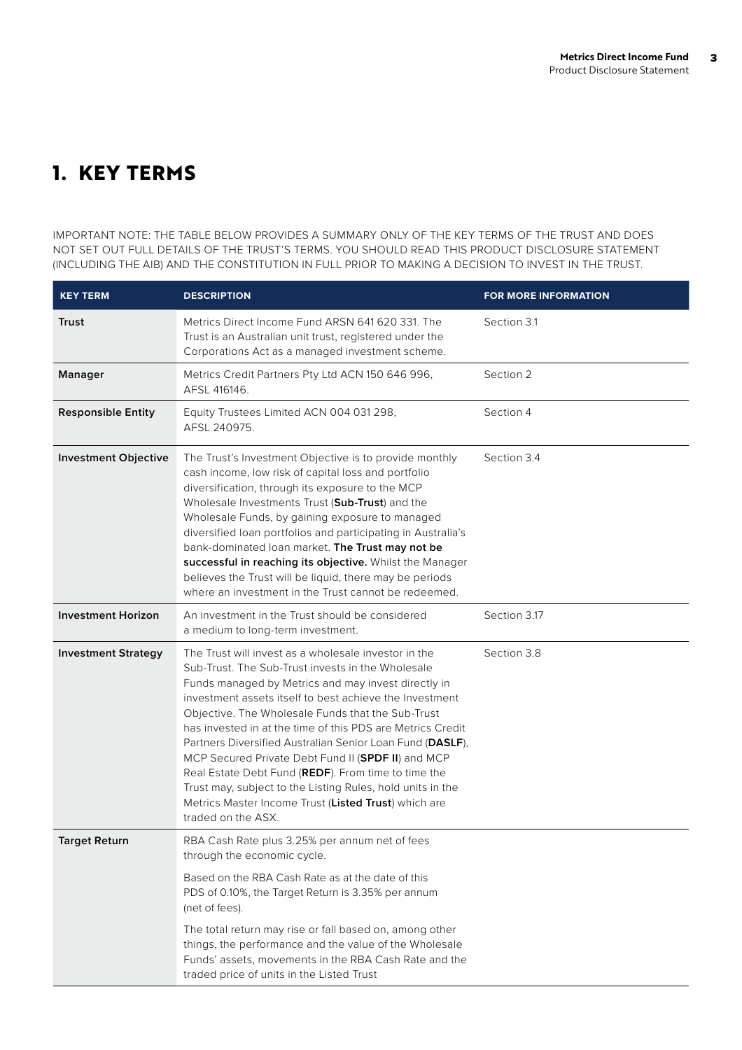# 1. KEY TERMS

IMPORTANT NOTE: THE TABLE BELOW PROVIDES A SUMMARY ONLY OF THE KEY TERMS OF THE TRUST AND DOES NOT SET OUT FULL DETAILS OF THE TRUST'S TERMS. YOU SHOULD READ THIS PRODUCT DISCLOSURE STATEMENT (INCLUDING THE AIB) AND THE CONSTITUTION IN FULL PRIOR TO MAKING A DECISION TO INVEST IN THE TRUST.

| KEY TERM | DESCRIPTION | FOR MORE INFORMATION |
|---|---|---|
| **Trust** | Metrics Direct Income Fund ARSN 641 620 331. The Trust is an Australian unit trust, registered under the Corporations Act as a managed investment scheme. | Section 3.1 |
| **Manager** | Metrics Credit Partners Pty Ltd ACN 150 646 996, AFSL 416146. | Section 2 |
| **Responsible Entity** | Equity Trustees Limited ACN 004 031 298, AFSL 240975. | Section 4 |
| **Investment Objective** | The Trust's Investment Objective is to provide monthly cash income, low risk of capital loss and portfolio diversification, through its exposure to the MCP Wholesale Investments Trust (**Sub-Trust**) and the Wholesale Funds, by gaining exposure to managed diversified loan portfolios and participating in Australia's bank-dominated loan market. **The Trust may not be successful in reaching its objective.** Whilst the Manager believes the Trust will be liquid, there may be periods where an investment in the Trust cannot be redeemed. | Section 3.4 |
| **Investment Horizon** | An investment in the Trust should be considered a medium to long-term investment. | Section 3.17 |
| **Investment Strategy** | The Trust will invest as a wholesale investor in the Sub-Trust. The Sub-Trust invests in the Wholesale Funds managed by Metrics and may invest directly in investment assets itself to best achieve the Investment Objective. The Wholesale Funds that the Sub-Trust has invested in at the time of this PDS are Metrics Credit Partners Diversified Australian Senior Loan Fund (**DASLF**), MCP Secured Private Debt Fund II (**SPDF II**) and MCP Real Estate Debt Fund (**REDF**). From time to time the Trust may, subject to the Listing Rules, hold units in the Metrics Master Income Trust (**Listed Trust**) which are traded on the ASX. | Section 3.8 |
| **Target Return** | RBA Cash Rate plus 3.25% per annum net of fees through the economic cycle.<br><br>Based on the RBA Cash Rate as at the date of this PDS of 0.10%, the Target Return is 3.35% per annum (net of fees).<br><br>The total return may rise or fall based on, among other things, the performance and the value of the Wholesale Funds' assets, movements in the RBA Cash Rate and the traded price of units in the Listed Trust | |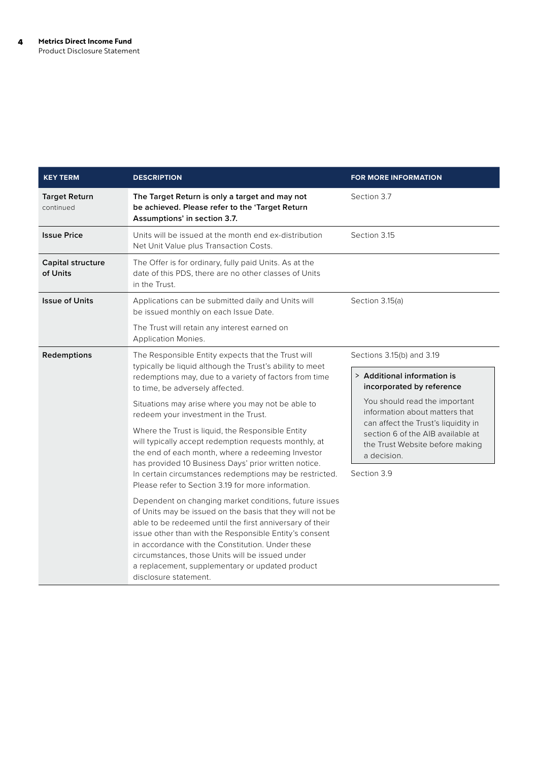| KEY TERM | DESCRIPTION | FOR MORE INFORMATION |
| --- | --- | --- |
| **Target Return** continued | **The Target Return is only a target and may not be achieved. Please refer to the 'Target Return Assumptions' in section 3.7.** | Section 3.7 |
| **Issue Price** | Units will be issued at the month end ex-distribution Net Unit Value plus Transaction Costs. | Section 3.15 |
| **Capital structure of Units** | The Offer is for ordinary, fully paid Units. As at the date of this PDS, there are no other classes of Units in the Trust. | |
| **Issue of Units** | Applications can be submitted daily and Units will be issued monthly on each Issue Date.<br><br>The Trust will retain any interest earned on Application Monies. | Section 3.15(a) |
| **Redemptions** | The Responsible Entity expects that the Trust will typically be liquid although the Trust's ability to meet redemptions may, due to a variety of factors from time to time, be adversely affected.<br><br>Situations may arise where you may not be able to redeem your investment in the Trust.<br><br>Where the Trust is liquid, the Responsible Entity will typically accept redemption requests monthly, at the end of each month, where a redeeming Investor has provided 10 Business Days' prior written notice. In certain circumstances redemptions may be restricted. Please refer to Section 3.19 for more information.<br><br>Dependent on changing market conditions, future issues of Units may be issued on the basis that they will not be able to be redeemed until the first anniversary of their issue other than with the Responsible Entity's consent in accordance with the Constitution. Under these circumstances, those Units will be issued under a replacement, supplementary or updated product disclosure statement. | Sections 3.15(b) and 3.19<br><br>> **Additional information is incorporated by reference**<br><br>You should read the important information about matters that can affect the Trust's liquidity in section 6 of the AIB available at the Trust Website before making a decision.<br><br>Section 3.9 |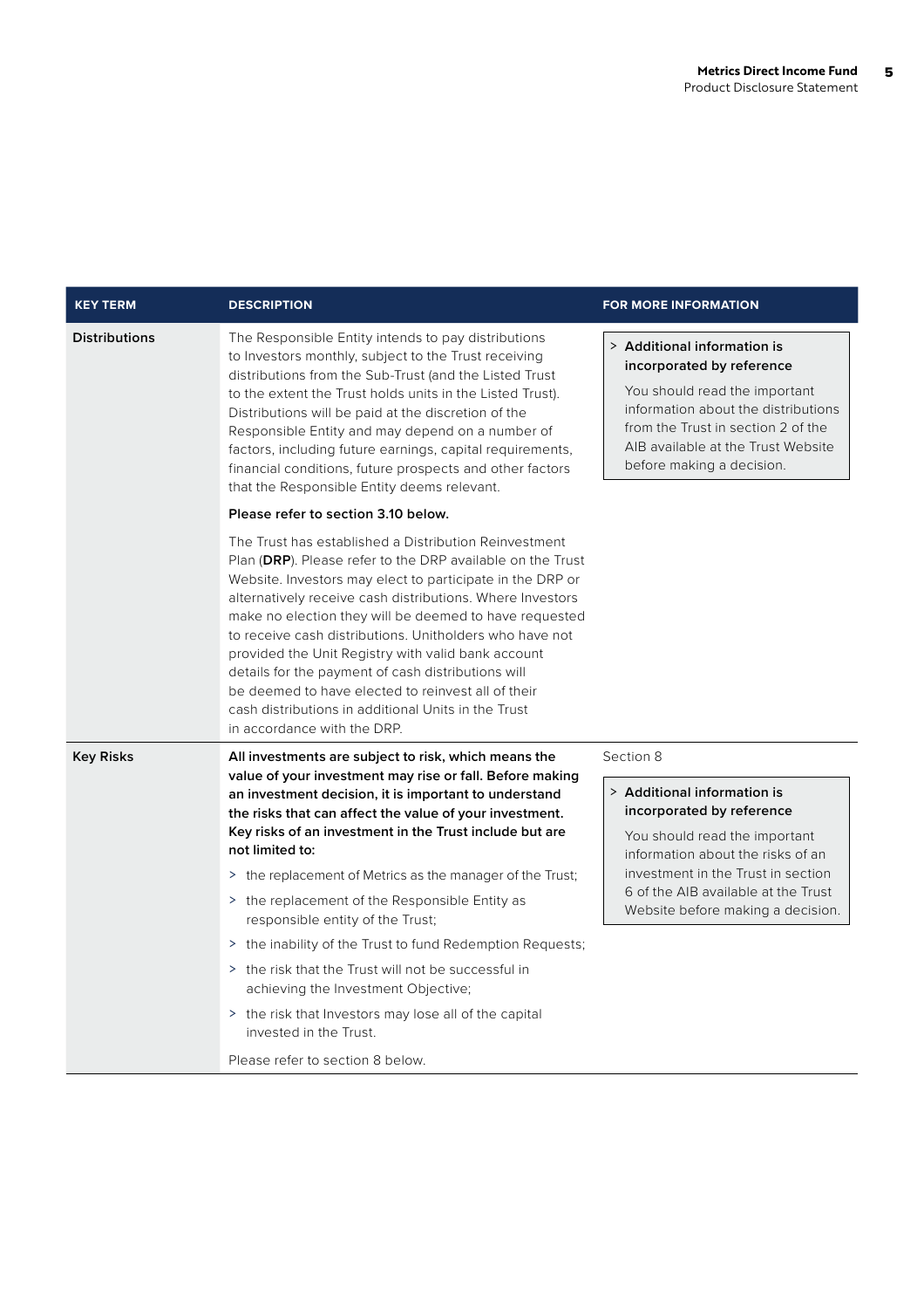| KEY TERM | DESCRIPTION | FOR MORE INFORMATION |
|---|---|---|
| **Distributions** | The Responsible Entity intends to pay distributions to Investors monthly, subject to the Trust receiving distributions from the Sub-Trust (and the Listed Trust to the extent the Trust holds units in the Listed Trust). Distributions will be paid at the discretion of the Responsible Entity and may depend on a number of factors, including future earnings, capital requirements, financial conditions, future prospects and other factors that the Responsible Entity deems relevant.<br><br>**Please refer to section 3.10 below.**<br><br>The Trust has established a Distribution Reinvestment Plan (**DRP**). Please refer to the DRP available on the Trust Website. Investors may elect to participate in the DRP or alternatively receive cash distributions. Where Investors make no election they will be deemed to have requested to receive cash distributions. Unitholders who have not provided the Unit Registry with valid bank account details for the payment of cash distributions will be deemed to have elected to reinvest all of their cash distributions in additional Units in the Trust in accordance with the DRP. | > **Additional information is incorporated by reference**<br><br>You should read the important information about the distributions from the Trust in section 2 of the AIB available at the Trust Website before making a decision. |
| **Key Risks** | **All investments are subject to risk, which means the value of your investment may rise or fall. Before making an investment decision, it is important to understand the risks that can affect the value of your investment. Key risks of an investment in the Trust include but are not limited to:**<br><br>> the replacement of Metrics as the manager of the Trust;<br>> the replacement of the Responsible Entity as responsible entity of the Trust;<br>> the inability of the Trust to fund Redemption Requests;<br>> the risk that the Trust will not be successful in achieving the Investment Objective;<br>> the risk that Investors may lose all of the capital invested in the Trust.<br><br>Please refer to section 8 below. | Section 8<br><br>> **Additional information is incorporated by reference**<br><br>You should read the important information about the risks of an investment in the Trust in section 6 of the AIB available at the Trust Website before making a decision. |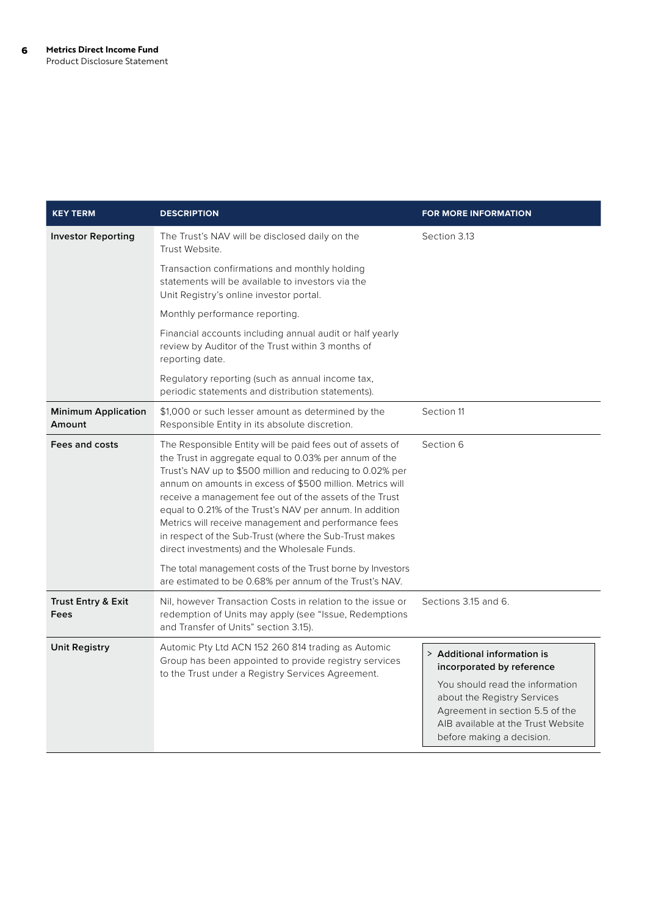| KEY TERM | DESCRIPTION | FOR MORE INFORMATION |
| --- | --- | --- |
| **Investor Reporting** | The Trust's NAV will be disclosed daily on the Trust Website.<br><br>Transaction confirmations and monthly holding statements will be available to investors via the Unit Registry's online investor portal.<br><br>Monthly performance reporting.<br><br>Financial accounts including annual audit or half yearly review by Auditor of the Trust within 3 months of reporting date.<br><br>Regulatory reporting (such as annual income tax, periodic statements and distribution statements). | Section 3.13 |
| **Minimum Application Amount** | $1,000 or such lesser amount as determined by the Responsible Entity in its absolute discretion. | Section 11 |
| **Fees and costs** | The Responsible Entity will be paid fees out of assets of the Trust in aggregate equal to 0.03% per annum of the Trust's NAV up to $500 million and reducing to 0.02% per annum on amounts in excess of $500 million. Metrics will receive a management fee out of the assets of the Trust equal to 0.21% of the Trust's NAV per annum. In addition Metrics will receive management and performance fees in respect of the Sub-Trust (where the Sub-Trust makes direct investments) and the Wholesale Funds.<br><br>The total management costs of the Trust borne by Investors are estimated to be 0.68% per annum of the Trust's NAV. | Section 6 |
| **Trust Entry & Exit Fees** | Nil, however Transaction Costs in relation to the issue or redemption of Units may apply (see "Issue, Redemptions and Transfer of Units" section 3.15). | Sections 3.15 and 6. |
| **Unit Registry** | Automic Pty Ltd ACN 152 260 814 trading as Automic Group has been appointed to provide registry services to the Trust under a Registry Services Agreement. | > **Additional information is incorporated by reference**<br><br>You should read the information about the Registry Services Agreement in section 5.5 of the AIB available at the Trust Website before making a decision. |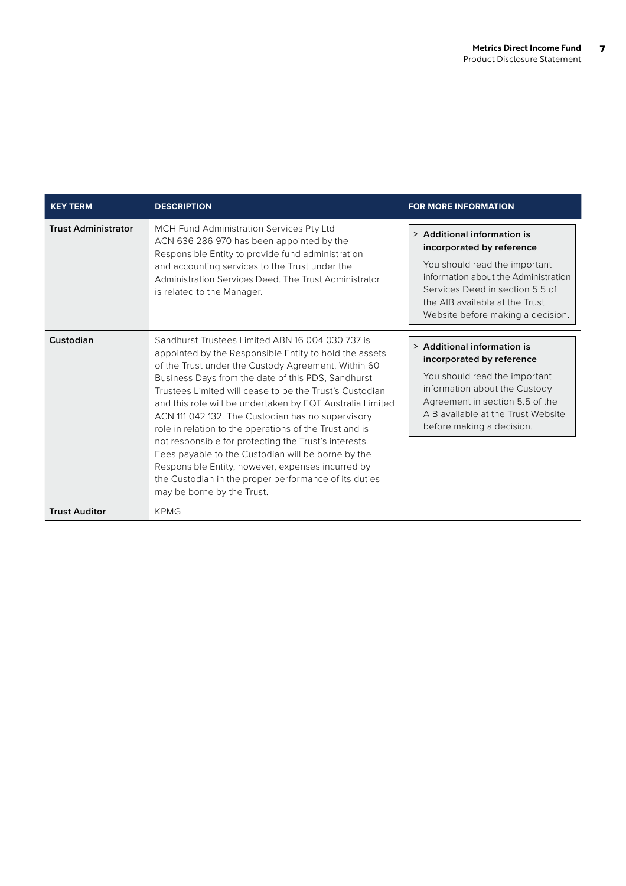| KEY TERM | DESCRIPTION | FOR MORE INFORMATION |
| --- | --- | --- |
| **Trust Administrator** | MCH Fund Administration Services Pty Ltd ACN 636 286 970 has been appointed by the Responsible Entity to provide fund administration and accounting services to the Trust under the Administration Services Deed. The Trust Administrator is related to the Manager. | > **Additional information is incorporated by reference** You should read the important information about the Administration Services Deed in section 5.5 of the AIB available at the Trust Website before making a decision. |
| **Custodian** | Sandhurst Trustees Limited ABN 16 004 030 737 is appointed by the Responsible Entity to hold the assets of the Trust under the Custody Agreement. Within 60 Business Days from the date of this PDS, Sandhurst Trustees Limited will cease to be the Trust's Custodian and this role will be undertaken by EQT Australia Limited ACN 111 042 132. The Custodian has no supervisory role in relation to the operations of the Trust and is not responsible for protecting the Trust's interests. Fees payable to the Custodian will be borne by the Responsible Entity, however, expenses incurred by the Custodian in the proper performance of its duties may be borne by the Trust. | > **Additional information is incorporated by reference** You should read the important information about the Custody Agreement in section 5.5 of the AIB available at the Trust Website before making a decision. |
| **Trust Auditor** | KPMG. | |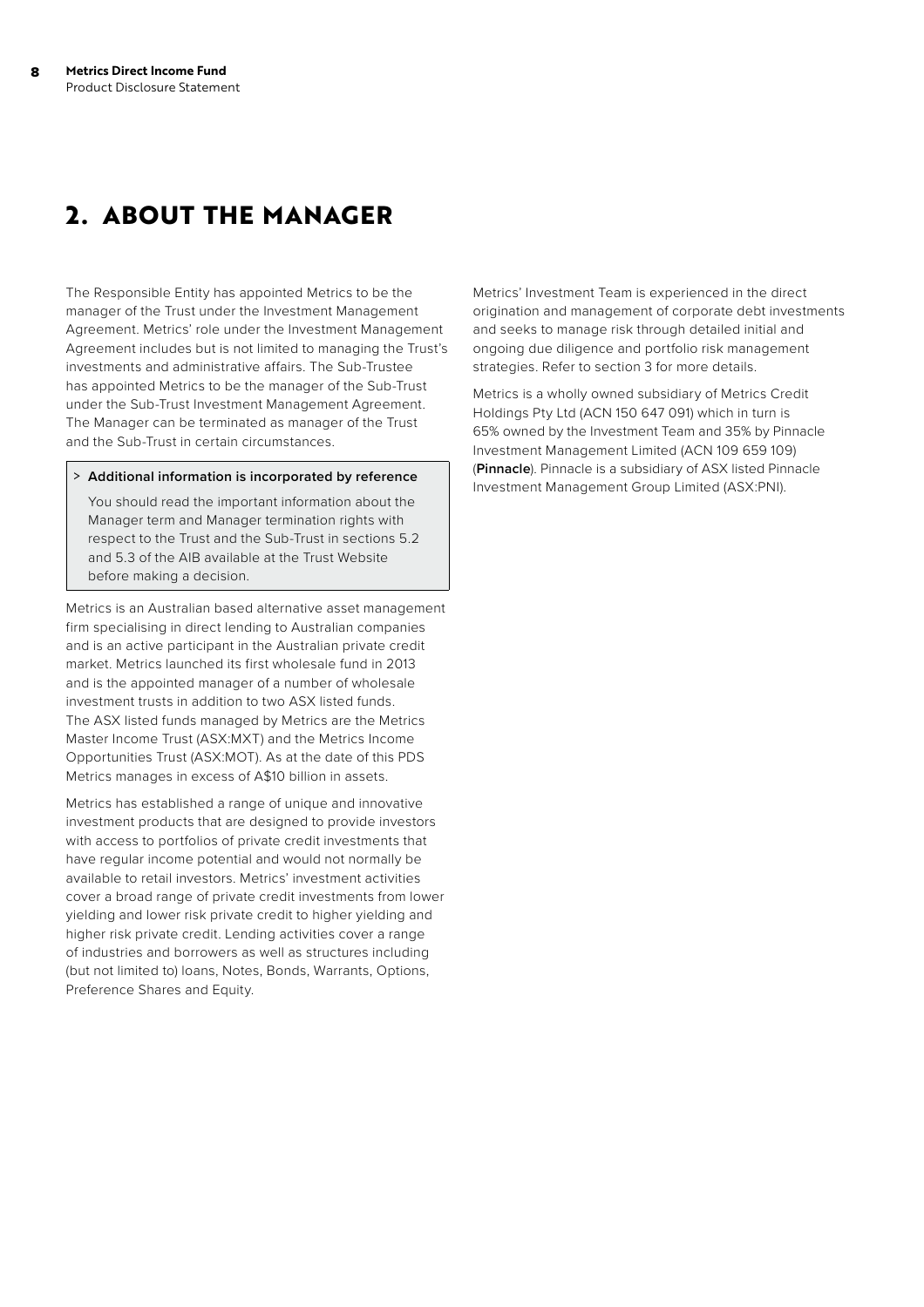# 2. ABOUT THE MANAGER

The Responsible Entity has appointed Metrics to be the manager of the Trust under the Investment Management Agreement. Metrics' role under the Investment Management Agreement includes but is not limited to managing the Trust's investments and administrative affairs. The Sub-Trustee has appointed Metrics to be the manager of the Sub-Trust under the Sub-Trust Investment Management Agreement. The Manager can be terminated as manager of the Trust and the Sub-Trust in certain circumstances.

> **Additional information is incorporated by reference**
>
> You should read the important information about the Manager term and Manager termination rights with respect to the Trust and the Sub-Trust in sections 5.2 and 5.3 of the AIB available at the Trust Website before making a decision.

Metrics is an Australian based alternative asset management firm specialising in direct lending to Australian companies and is an active participant in the Australian private credit market. Metrics launched its first wholesale fund in 2013 and is the appointed manager of a number of wholesale investment trusts in addition to two ASX listed funds. The ASX listed funds managed by Metrics are the Metrics Master Income Trust (ASX:MXT) and the Metrics Income Opportunities Trust (ASX:MOT). As at the date of this PDS Metrics manages in excess of A$10 billion in assets.

Metrics has established a range of unique and innovative investment products that are designed to provide investors with access to portfolios of private credit investments that have regular income potential and would not normally be available to retail investors. Metrics' investment activities cover a broad range of private credit investments from lower yielding and lower risk private credit to higher yielding and higher risk private credit. Lending activities cover a range of industries and borrowers as well as structures including (but not limited to) loans, Notes, Bonds, Warrants, Options, Preference Shares and Equity.

Metrics' Investment Team is experienced in the direct origination and management of corporate debt investments and seeks to manage risk through detailed initial and ongoing due diligence and portfolio risk management strategies. Refer to section 3 for more details.

Metrics is a wholly owned subsidiary of Metrics Credit Holdings Pty Ltd (ACN 150 647 091) which in turn is 65% owned by the Investment Team and 35% by Pinnacle Investment Management Limited (ACN 109 659 109) (**Pinnacle**). Pinnacle is a subsidiary of ASX listed Pinnacle Investment Management Group Limited (ASX:PNI).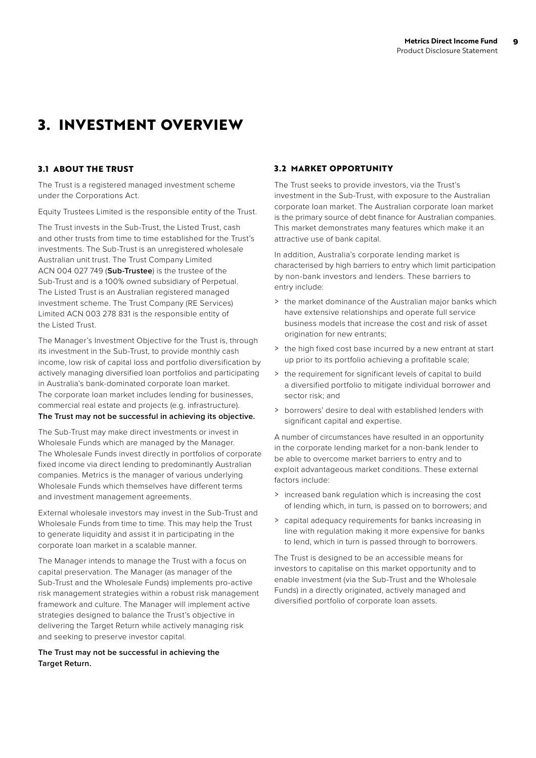# 3. INVESTMENT OVERVIEW

## 3.1 ABOUT THE TRUST

The Trust is a registered managed investment scheme under the Corporations Act.

Equity Trustees Limited is the responsible entity of the Trust.

The Trust invests in the Sub-Trust, the Listed Trust, cash and other trusts from time to time established for the Trust's investments. The Sub-Trust is an unregistered wholesale Australian unit trust. The Trust Company Limited ACN 004 027 749 (**Sub-Trustee**) is the trustee of the Sub-Trust and is a 100% owned subsidiary of Perpetual. The Listed Trust is an Australian registered managed investment scheme. The Trust Company (RE Services) Limited ACN 003 278 831 is the responsible entity of the Listed Trust.

The Manager's Investment Objective for the Trust is, through its investment in the Sub-Trust, to provide monthly cash income, low risk of capital loss and portfolio diversification by actively managing diversified loan portfolios and participating in Australia's bank-dominated corporate loan market. The corporate loan market includes lending for businesses, commercial real estate and projects (e.g. infrastructure). **The Trust may not be successful in achieving its objective.**

The Sub-Trust may make direct investments or invest in Wholesale Funds which are managed by the Manager. The Wholesale Funds invest directly in portfolios of corporate fixed income via direct lending to predominantly Australian companies. Metrics is the manager of various underlying Wholesale Funds which themselves have different terms and investment management agreements.

External wholesale investors may invest in the Sub-Trust and Wholesale Funds from time to time. This may help the Trust to generate liquidity and assist it in participating in the corporate loan market in a scalable manner.

The Manager intends to manage the Trust with a focus on capital preservation. The Manager (as manager of the Sub-Trust and the Wholesale Funds) implements pro-active risk management strategies within a robust risk management framework and culture. The Manager will implement active strategies designed to balance the Trust's objective in delivering the Target Return while actively managing risk and seeking to preserve investor capital.

**The Trust may not be successful in achieving the Target Return.**

## 3.2 MARKET OPPORTUNITY

The Trust seeks to provide investors, via the Trust's investment in the Sub-Trust, with exposure to the Australian corporate loan market. The Australian corporate loan market is the primary source of debt finance for Australian companies. This market demonstrates many features which make it an attractive use of bank capital.

In addition, Australia's corporate lending market is characterised by high barriers to entry which limit participation by non-bank investors and lenders. These barriers to entry include:

- the market dominance of the Australian major banks which have extensive relationships and operate full service business models that increase the cost and risk of asset origination for new entrants;
- the high fixed cost base incurred by a new entrant at start up prior to its portfolio achieving a profitable scale;
- the requirement for significant levels of capital to build a diversified portfolio to mitigate individual borrower and sector risk; and
- borrowers' desire to deal with established lenders with significant capital and expertise.

A number of circumstances have resulted in an opportunity in the corporate lending market for a non-bank lender to be able to overcome market barriers to entry and to exploit advantageous market conditions. These external factors include:

- increased bank regulation which is increasing the cost of lending which, in turn, is passed on to borrowers; and
- capital adequacy requirements for banks increasing in line with regulation making it more expensive for banks to lend, which in turn is passed through to borrowers.

The Trust is designed to be an accessible means for investors to capitalise on this market opportunity and to enable investment (via the Sub-Trust and the Wholesale Funds) in a directly originated, actively managed and diversified portfolio of corporate loan assets.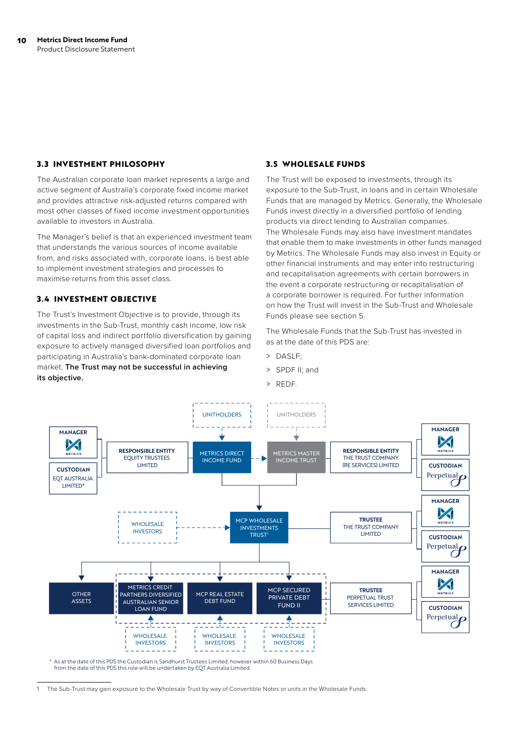## 3.3 INVESTMENT PHILOSOPHY

The Australian corporate loan market represents a large and active segment of Australia's corporate fixed income market and provides attractive risk-adjusted returns compared with most other classes of fixed income investment opportunities available to investors in Australia.

The Manager's belief is that an experienced investment team that understands the various sources of income available from, and risks associated with, corporate loans, is best able to implement investment strategies and processes to maximise returns from this asset class.

## 3.4 INVESTMENT OBJECTIVE

The Trust's Investment Objective is to provide, through its investments in the Sub-Trust, monthly cash income, low risk of capital loss and indirect portfolio diversification by gaining exposure to actively managed diversified loan portfolios and participating in Australia's bank-dominated corporate loan market. **The Trust may not be successful in achieving its objective.**

## 3.5 WHOLESALE FUNDS

The Trust will be exposed to investments, through its exposure to the Sub-Trust, in loans and in certain Wholesale Funds that are managed by Metrics. Generally, the Wholesale Funds invest directly in a diversified portfolio of lending products via direct lending to Australian companies. The Wholesale Funds may also have investment mandates that enable them to make investments in other funds managed by Metrics. The Wholesale Funds may also invest in Equity or other financial instruments and may enter into restructuring and recapitalisation agreements with certain borrowers in the event a corporate restructuring or recapitalisation of a corporate borrower is required. For further information on how the Trust will invest in the Sub-Trust and Wholesale Funds please see section 5.

The Wholesale Funds that the Sub-Trust has invested in as at the date of this PDS are:

> DASLF;

> SPDF II; and

> REDF.

UNITHOLDERS

UNITHOLDERS

MANAGER
METRICS

CUSTODIAN
EQT AUSTRALIA LIMITED*

RESPONSIBLE ENTITY
EQUITY TRUSTEES LIMITED

METRICS DIRECT INCOME FUND

METRICS MASTER INCOME TRUST

RESPONSIBLE ENTITY
THE TRUST COMPANY (RE SERVICES) LIMITED

MANAGER
METRICS

CUSTODIAN
Perpetual

WHOLESALE INVESTORS

MCP WHOLESALE INVESTMENTS TRUST[1]

TRUSTEE
THE TRUST COMPANY LIMITED

MANAGER
METRICS

CUSTODIAN
Perpetual

OTHER ASSETS

METRICS CREDIT PARTNERS DIVERSIFIED AUSTRALIAN SENIOR LOAN FUND

MCP REAL ESTATE DEBT FUND

MCP SECURED PRIVATE DEBT FUND II

TRUSTEE
PERPETUAL TRUST SERVICES LIMITED

MANAGER
METRICS

CUSTODIAN
Perpetual

WHOLESALE INVESTORS

WHOLESALE INVESTORS

WHOLESALE INVESTORS

\* As at the date of this PDS the Custodian is Sandhurst Trustees Limited, however within 60 Business Days from the date of this PDS this role will be undertaken by EQT Australia Limited.

1 The Sub-Trust may gain exposure to the Wholesale Trust by way of Convertible Notes or units in the Wholesale Funds.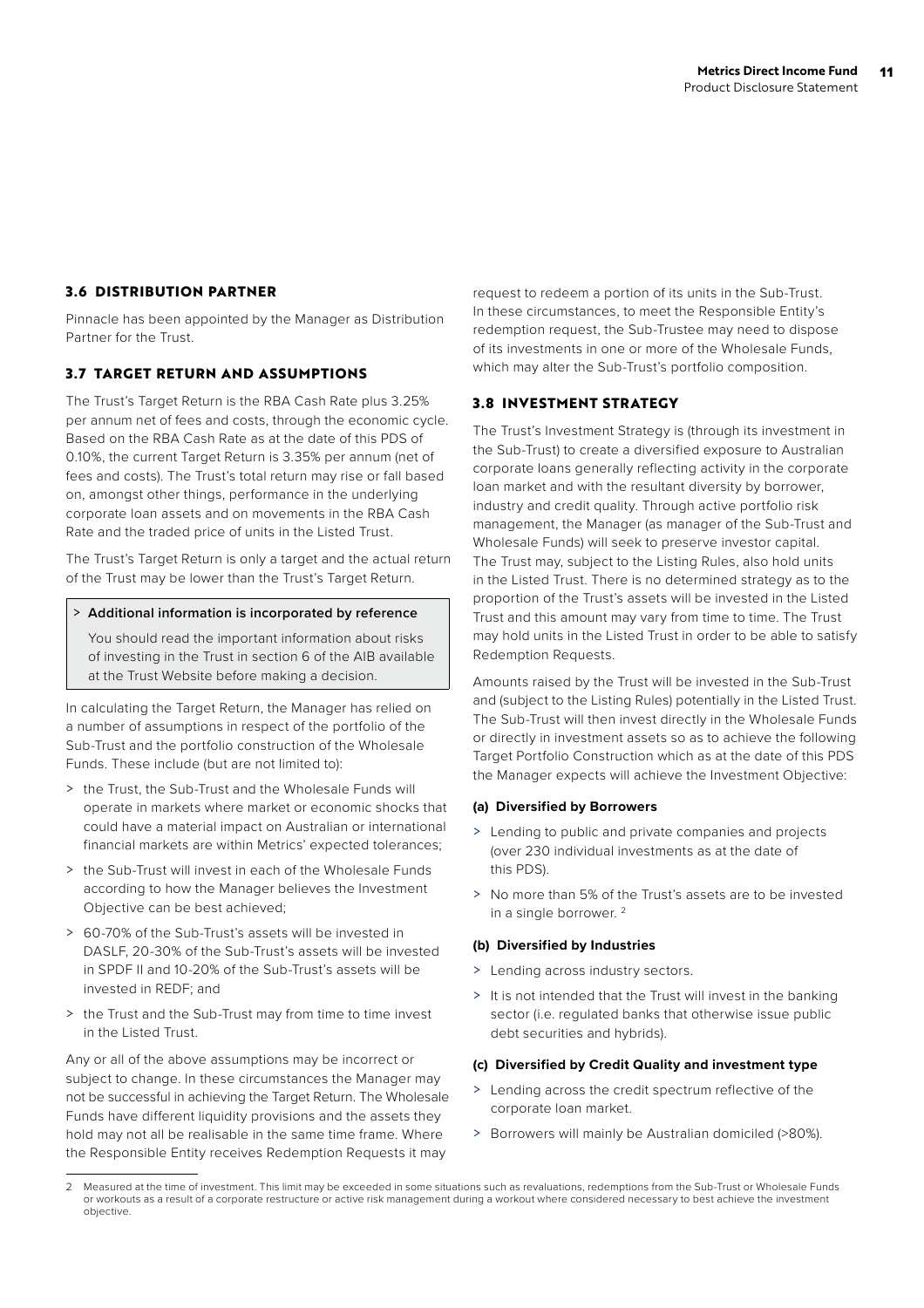## 3.6 DISTRIBUTION PARTNER

Pinnacle has been appointed by the Manager as Distribution Partner for the Trust.

## 3.7 TARGET RETURN AND ASSUMPTIONS

The Trust's Target Return is the RBA Cash Rate plus 3.25% per annum net of fees and costs, through the economic cycle. Based on the RBA Cash Rate as at the date of this PDS of 0.10%, the current Target Return is 3.35% per annum (net of fees and costs). The Trust's total return may rise or fall based on, amongst other things, performance in the underlying corporate loan assets and on movements in the RBA Cash Rate and the traded price of units in the Listed Trust.

The Trust's Target Return is only a target and the actual return of the Trust may be lower than the Trust's Target Return.

> **Additional information is incorporated by reference**
>
> You should read the important information about risks of investing in the Trust in section 6 of the AIB available at the Trust Website before making a decision.

In calculating the Target Return, the Manager has relied on a number of assumptions in respect of the portfolio of the Sub-Trust and the portfolio construction of the Wholesale Funds. These include (but are not limited to):

- the Trust, the Sub-Trust and the Wholesale Funds will operate in markets where market or economic shocks that could have a material impact on Australian or international financial markets are within Metrics' expected tolerances;
- the Sub-Trust will invest in each of the Wholesale Funds according to how the Manager believes the Investment Objective can be best achieved;
- 60-70% of the Sub-Trust's assets will be invested in DASLF, 20-30% of the Sub-Trust's assets will be invested in SPDF II and 10-20% of the Sub-Trust's assets will be invested in REDF; and
- the Trust and the Sub-Trust may from time to time invest in the Listed Trust.

Any or all of the above assumptions may be incorrect or subject to change. In these circumstances the Manager may not be successful in achieving the Target Return. The Wholesale Funds have different liquidity provisions and the assets they hold may not all be realisable in the same time frame. Where the Responsible Entity receives Redemption Requests it may request to redeem a portion of its units in the Sub-Trust. In these circumstances, to meet the Responsible Entity's redemption request, the Sub-Trustee may need to dispose of its investments in one or more of the Wholesale Funds, which may alter the Sub-Trust's portfolio composition.

## 3.8 INVESTMENT STRATEGY

The Trust's Investment Strategy is (through its investment in the Sub-Trust) to create a diversified exposure to Australian corporate loans generally reflecting activity in the corporate loan market and with the resultant diversity by borrower, industry and credit quality. Through active portfolio risk management, the Manager (as manager of the Sub-Trust and Wholesale Funds) will seek to preserve investor capital. The Trust may, subject to the Listing Rules, also hold units in the Listed Trust. There is no determined strategy as to the proportion of the Trust's assets will be invested in the Listed Trust and this amount may vary from time to time. The Trust may hold units in the Listed Trust in order to be able to satisfy Redemption Requests.

Amounts raised by the Trust will be invested in the Sub-Trust and (subject to the Listing Rules) potentially in the Listed Trust. The Sub-Trust will then invest directly in the Wholesale Funds or directly in investment assets so as to achieve the following Target Portfolio Construction which as at the date of this PDS the Manager expects will achieve the Investment Objective:

**(a) Diversified by Borrowers**

- Lending to public and private companies and projects (over 230 individual investments as at the date of this PDS).
- No more than 5% of the Trust's assets are to be invested in a single borrower. [2]

**(b) Diversified by Industries**

- Lending across industry sectors.
- It is not intended that the Trust will invest in the banking sector (i.e. regulated banks that otherwise issue public debt securities and hybrids).

**(c) Diversified by Credit Quality and investment type**

- Lending across the credit spectrum reflective of the corporate loan market.
- Borrowers will mainly be Australian domiciled (>80%).

---

2 Measured at the time of investment. This limit may be exceeded in some situations such as revaluations, redemptions from the Sub-Trust or Wholesale Funds or workouts as a result of a corporate restructure or active risk management during a workout where considered necessary to best achieve the investment objective.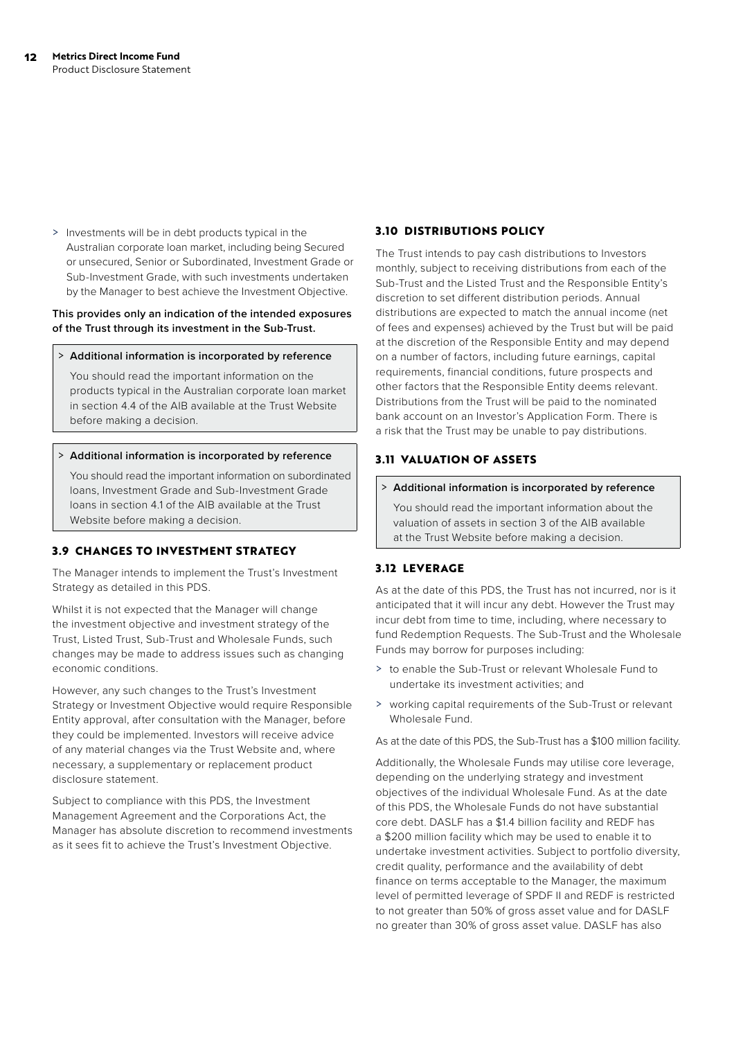- Investments will be in debt products typical in the Australian corporate loan market, including being Secured or unsecured, Senior or Subordinated, Investment Grade or Sub-Investment Grade, with such investments undertaken by the Manager to best achieve the Investment Objective.

**This provides only an indication of the intended exposures of the Trust through its investment in the Sub-Trust.**

> **Additional information is incorporated by reference**
>
> You should read the important information on the products typical in the Australian corporate loan market in section 4.4 of the AIB available at the Trust Website before making a decision.

> **Additional information is incorporated by reference**
>
> You should read the important information on subordinated loans, Investment Grade and Sub-Investment Grade loans in section 4.1 of the AIB available at the Trust Website before making a decision.

## 3.9 CHANGES TO INVESTMENT STRATEGY

The Manager intends to implement the Trust's Investment Strategy as detailed in this PDS.

Whilst it is not expected that the Manager will change the investment objective and investment strategy of the Trust, Listed Trust, Sub-Trust and Wholesale Funds, such changes may be made to address issues such as changing economic conditions.

However, any such changes to the Trust's Investment Strategy or Investment Objective would require Responsible Entity approval, after consultation with the Manager, before they could be implemented. Investors will receive advice of any material changes via the Trust Website and, where necessary, a supplementary or replacement product disclosure statement.

Subject to compliance with this PDS, the Investment Management Agreement and the Corporations Act, the Manager has absolute discretion to recommend investments as it sees fit to achieve the Trust's Investment Objective.

## 3.10 DISTRIBUTIONS POLICY

The Trust intends to pay cash distributions to Investors monthly, subject to receiving distributions from each of the Sub-Trust and the Listed Trust and the Responsible Entity's discretion to set different distribution periods. Annual distributions are expected to match the annual income (net of fees and expenses) achieved by the Trust but will be paid at the discretion of the Responsible Entity and may depend on a number of factors, including future earnings, capital requirements, financial conditions, future prospects and other factors that the Responsible Entity deems relevant. Distributions from the Trust will be paid to the nominated bank account on an Investor's Application Form. There is a risk that the Trust may be unable to pay distributions.

## 3.11 VALUATION OF ASSETS

> **Additional information is incorporated by reference**
>
> You should read the important information about the valuation of assets in section 3 of the AIB available at the Trust Website before making a decision.

## 3.12 LEVERAGE

As at the date of this PDS, the Trust has not incurred, nor is it anticipated that it will incur any debt. However the Trust may incur debt from time to time, including, where necessary to fund Redemption Requests. The Sub-Trust and the Wholesale Funds may borrow for purposes including:

- to enable the Sub-Trust or relevant Wholesale Fund to undertake its investment activities; and
- working capital requirements of the Sub-Trust or relevant Wholesale Fund.

As at the date of this PDS, the Sub-Trust has a $100 million facility.

Additionally, the Wholesale Funds may utilise core leverage, depending on the underlying strategy and investment objectives of the individual Wholesale Fund. As at the date of this PDS, the Wholesale Funds do not have substantial core debt. DASLF has a $1.4 billion facility and REDF has a $200 million facility which may be used to enable it to undertake investment activities. Subject to portfolio diversity, credit quality, performance and the availability of debt finance on terms acceptable to the Manager, the maximum level of permitted leverage of SPDF II and REDF is restricted to not greater than 50% of gross asset value and for DASLF no greater than 30% of gross asset value. DASLF has also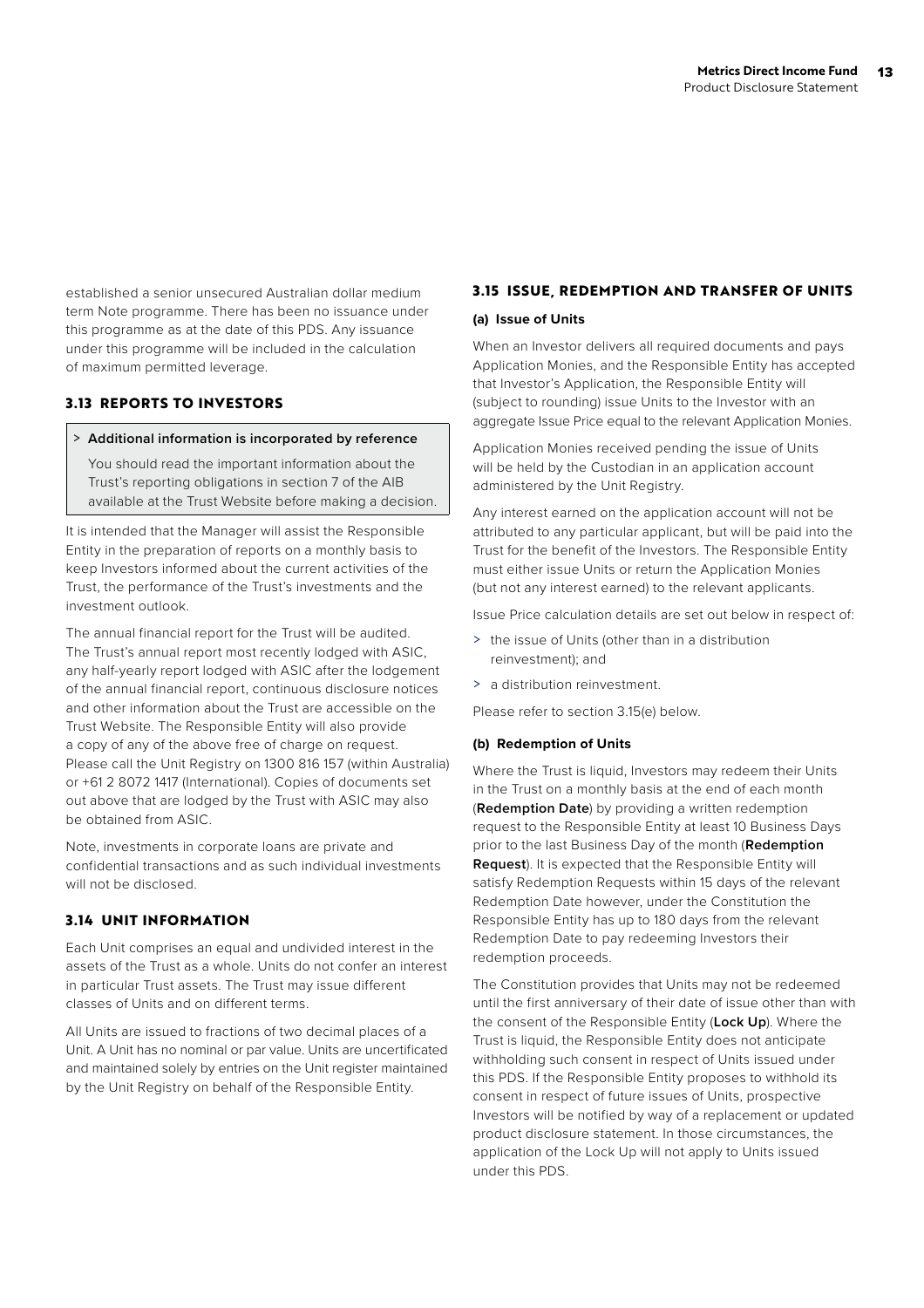established a senior unsecured Australian dollar medium term Note programme. There has been no issuance under this programme as at the date of this PDS. Any issuance under this programme will be included in the calculation of maximum permitted leverage.

## 3.13 REPORTS TO INVESTORS

> **Additional information is incorporated by reference**
>
> You should read the important information about the Trust's reporting obligations in section 7 of the AIB available at the Trust Website before making a decision.

It is intended that the Manager will assist the Responsible Entity in the preparation of reports on a monthly basis to keep Investors informed about the current activities of the Trust, the performance of the Trust's investments and the investment outlook.

The annual financial report for the Trust will be audited. The Trust's annual report most recently lodged with ASIC, any half-yearly report lodged with ASIC after the lodgement of the annual financial report, continuous disclosure notices and other information about the Trust are accessible on the Trust Website. The Responsible Entity will also provide a copy of any of the above free of charge on request. Please call the Unit Registry on 1300 816 157 (within Australia) or +61 2 8072 1417 (International). Copies of documents set out above that are lodged by the Trust with ASIC may also be obtained from ASIC.

Note, investments in corporate loans are private and confidential transactions and as such individual investments will not be disclosed.

## 3.14 UNIT INFORMATION

Each Unit comprises an equal and undivided interest in the assets of the Trust as a whole. Units do not confer an interest in particular Trust assets. The Trust may issue different classes of Units and on different terms.

All Units are issued to fractions of two decimal places of a Unit. A Unit has no nominal or par value. Units are uncertificated and maintained solely by entries on the Unit register maintained by the Unit Registry on behalf of the Responsible Entity.

## 3.15 ISSUE, REDEMPTION AND TRANSFER OF UNITS

### (a) Issue of Units

When an Investor delivers all required documents and pays Application Monies, and the Responsible Entity has accepted that Investor's Application, the Responsible Entity will (subject to rounding) issue Units to the Investor with an aggregate Issue Price equal to the relevant Application Monies.

Application Monies received pending the issue of Units will be held by the Custodian in an application account administered by the Unit Registry.

Any interest earned on the application account will not be attributed to any particular applicant, but will be paid into the Trust for the benefit of the Investors. The Responsible Entity must either issue Units or return the Application Monies (but not any interest earned) to the relevant applicants.

Issue Price calculation details are set out below in respect of:

- the issue of Units (other than in a distribution reinvestment); and
- a distribution reinvestment.

Please refer to section 3.15(e) below.

### (b) Redemption of Units

Where the Trust is liquid, Investors may redeem their Units in the Trust on a monthly basis at the end of each month (**Redemption Date**) by providing a written redemption request to the Responsible Entity at least 10 Business Days prior to the last Business Day of the month (**Redemption Request**). It is expected that the Responsible Entity will satisfy Redemption Requests within 15 days of the relevant Redemption Date however, under the Constitution the Responsible Entity has up to 180 days from the relevant Redemption Date to pay redeeming Investors their redemption proceeds.

The Constitution provides that Units may not be redeemed until the first anniversary of their date of issue other than with the consent of the Responsible Entity (**Lock Up**). Where the Trust is liquid, the Responsible Entity does not anticipate withholding such consent in respect of Units issued under this PDS. If the Responsible Entity proposes to withhold its consent in respect of future issues of Units, prospective Investors will be notified by way of a replacement or updated product disclosure statement. In those circumstances, the application of the Lock Up will not apply to Units issued under this PDS.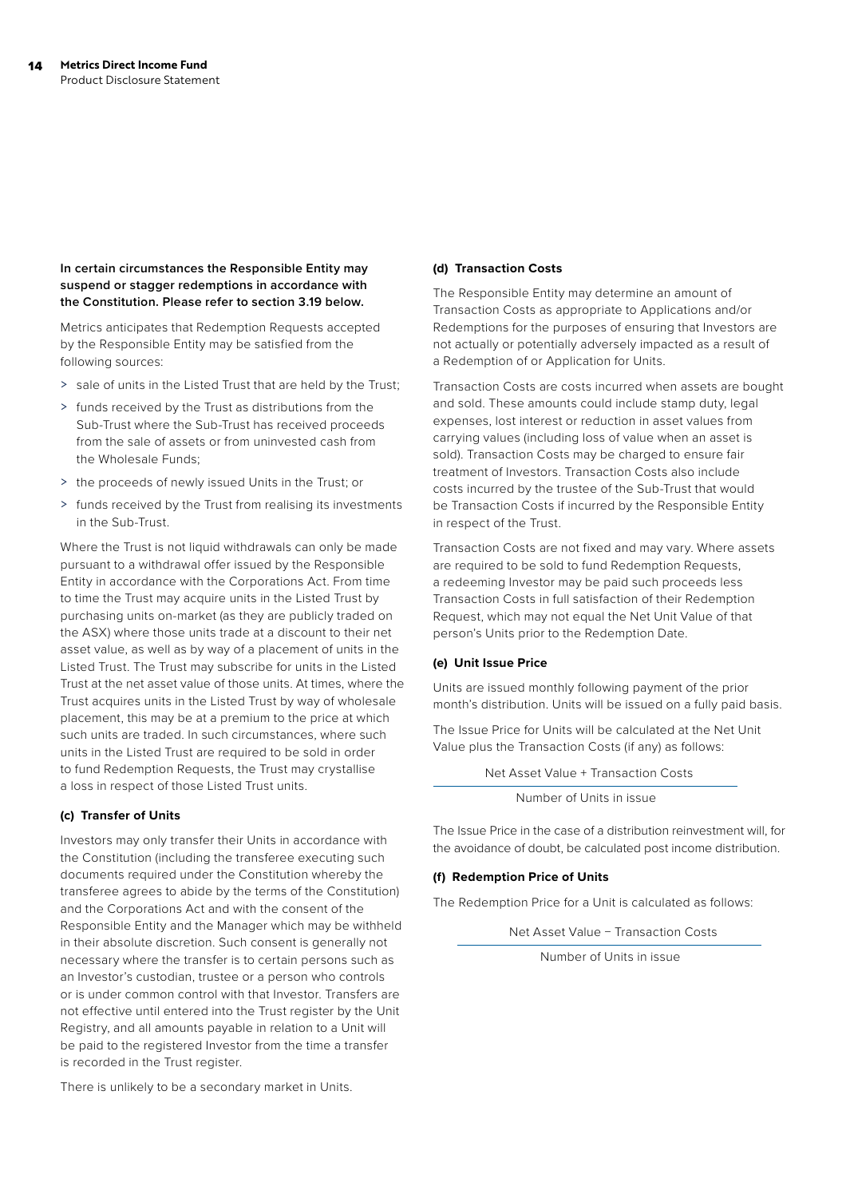**In certain circumstances the Responsible Entity may suspend or stagger redemptions in accordance with the Constitution. Please refer to section 3.19 below.**

Metrics anticipates that Redemption Requests accepted by the Responsible Entity may be satisfied from the following sources:

- sale of units in the Listed Trust that are held by the Trust;
- funds received by the Trust as distributions from the Sub-Trust where the Sub-Trust has received proceeds from the sale of assets or from uninvested cash from the Wholesale Funds;
- the proceeds of newly issued Units in the Trust; or
- funds received by the Trust from realising its investments in the Sub-Trust.

Where the Trust is not liquid withdrawals can only be made pursuant to a withdrawal offer issued by the Responsible Entity in accordance with the Corporations Act. From time to time the Trust may acquire units in the Listed Trust by purchasing units on-market (as they are publicly traded on the ASX) where those units trade at a discount to their net asset value, as well as by way of a placement of units in the Listed Trust. The Trust may subscribe for units in the Listed Trust at the net asset value of those units. At times, where the Trust acquires units in the Listed Trust by way of wholesale placement, this may be at a premium to the price at which such units are traded. In such circumstances, where such units in the Listed Trust are required to be sold in order to fund Redemption Requests, the Trust may crystallise a loss in respect of those Listed Trust units.

#### (c) Transfer of Units

Investors may only transfer their Units in accordance with the Constitution (including the transferee executing such documents required under the Constitution whereby the transferee agrees to abide by the terms of the Constitution) and the Corporations Act and with the consent of the Responsible Entity and the Manager which may be withheld in their absolute discretion. Such consent is generally not necessary where the transfer is to certain persons such as an Investor's custodian, trustee or a person who controls or is under common control with that Investor. Transfers are not effective until entered into the Trust register by the Unit Registry, and all amounts payable in relation to a Unit will be paid to the registered Investor from the time a transfer is recorded in the Trust register.

There is unlikely to be a secondary market in Units.

#### (d) Transaction Costs

The Responsible Entity may determine an amount of Transaction Costs as appropriate to Applications and/or Redemptions for the purposes of ensuring that Investors are not actually or potentially adversely impacted as a result of a Redemption of or Application for Units.

Transaction Costs are costs incurred when assets are bought and sold. These amounts could include stamp duty, legal expenses, lost interest or reduction in asset values from carrying values (including loss of value when an asset is sold). Transaction Costs may be charged to ensure fair treatment of Investors. Transaction Costs also include costs incurred by the trustee of the Sub-Trust that would be Transaction Costs if incurred by the Responsible Entity in respect of the Trust.

Transaction Costs are not fixed and may vary. Where assets are required to be sold to fund Redemption Requests, a redeeming Investor may be paid such proceeds less Transaction Costs in full satisfaction of their Redemption Request, which may not equal the Net Unit Value of that person's Units prior to the Redemption Date.

#### (e) Unit Issue Price

Units are issued monthly following payment of the prior month's distribution. Units will be issued on a fully paid basis.

The Issue Price for Units will be calculated at the Net Unit Value plus the Transaction Costs (if any) as follows:

$$\frac{\text{Net Asset Value} + \text{Transaction Costs}}{\text{Number of Units in issue}}$$

The Issue Price in the case of a distribution reinvestment will, for the avoidance of doubt, be calculated post income distribution.

#### (f) Redemption Price of Units

The Redemption Price for a Unit is calculated as follows:

$$\frac{\text{Net Asset Value} - \text{Transaction Costs}}{\text{Number of Units in issue}}$$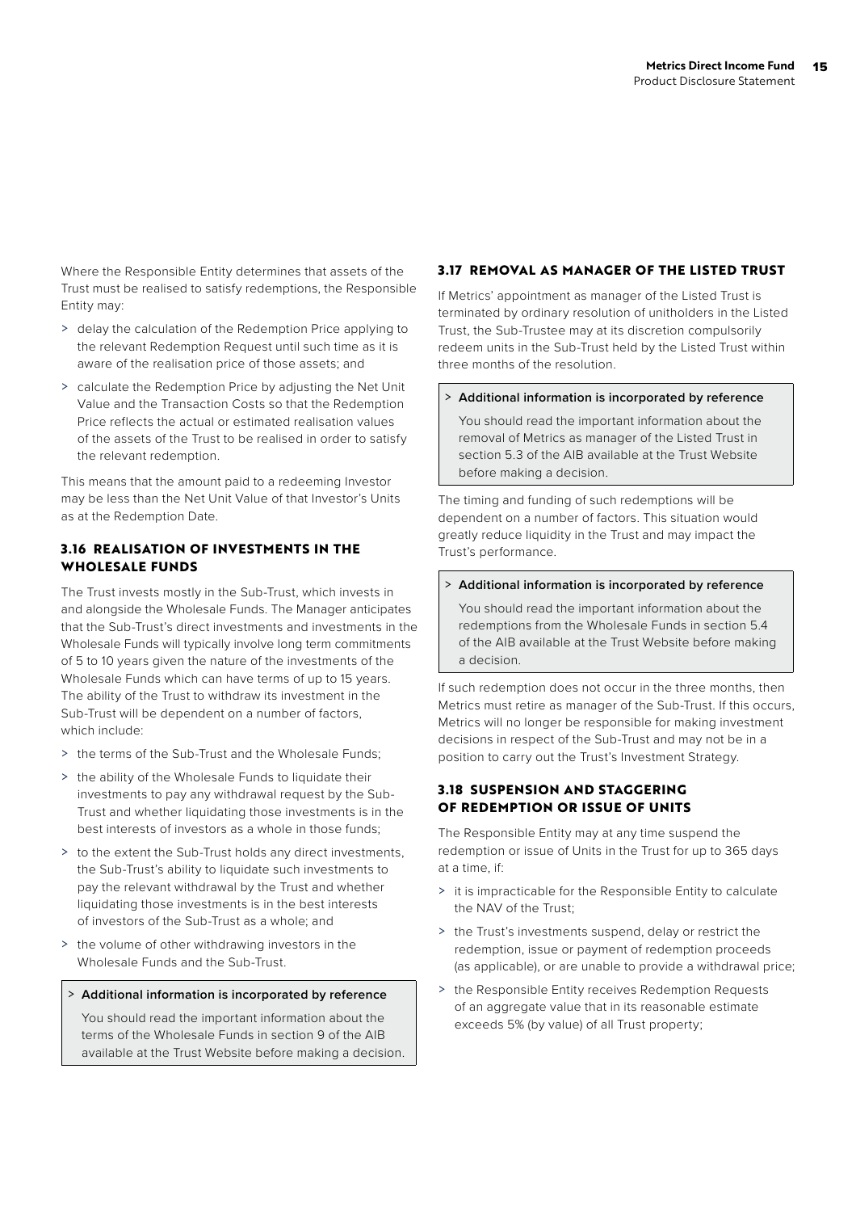Where the Responsible Entity determines that assets of the Trust must be realised to satisfy redemptions, the Responsible Entity may:

> delay the calculation of the Redemption Price applying to the relevant Redemption Request until such time as it is aware of the realisation price of those assets; and

> calculate the Redemption Price by adjusting the Net Unit Value and the Transaction Costs so that the Redemption Price reflects the actual or estimated realisation values of the assets of the Trust to be realised in order to satisfy the relevant redemption.

This means that the amount paid to a redeeming Investor may be less than the Net Unit Value of that Investor's Units as at the Redemption Date.

## 3.16 REALISATION OF INVESTMENTS IN THE WHOLESALE FUNDS

The Trust invests mostly in the Sub-Trust, which invests in and alongside the Wholesale Funds. The Manager anticipates that the Sub-Trust's direct investments and investments in the Wholesale Funds will typically involve long term commitments of 5 to 10 years given the nature of the investments of the Wholesale Funds which can have terms of up to 15 years. The ability of the Trust to withdraw its investment in the Sub-Trust will be dependent on a number of factors, which include:

> the terms of the Sub-Trust and the Wholesale Funds;

> the ability of the Wholesale Funds to liquidate their investments to pay any withdrawal request by the Sub-Trust and whether liquidating those investments is in the best interests of investors as a whole in those funds;

> to the extent the Sub-Trust holds any direct investments, the Sub-Trust's ability to liquidate such investments to pay the relevant withdrawal by the Trust and whether liquidating those investments is in the best interests of investors of the Sub-Trust as a whole; and

> the volume of other withdrawing investors in the Wholesale Funds and the Sub-Trust.

> **Additional information is incorporated by reference**
>
> You should read the important information about the terms of the Wholesale Funds in section 9 of the AIB available at the Trust Website before making a decision.

## 3.17 REMOVAL AS MANAGER OF THE LISTED TRUST

If Metrics' appointment as manager of the Listed Trust is terminated by ordinary resolution of unitholders in the Listed Trust, the Sub-Trustee may at its discretion compulsorily redeem units in the Sub-Trust held by the Listed Trust within three months of the resolution.

> **Additional information is incorporated by reference**
>
> You should read the important information about the removal of Metrics as manager of the Listed Trust in section 5.3 of the AIB available at the Trust Website before making a decision.

The timing and funding of such redemptions will be dependent on a number of factors. This situation would greatly reduce liquidity in the Trust and may impact the Trust's performance.

> **Additional information is incorporated by reference**
>
> You should read the important information about the redemptions from the Wholesale Funds in section 5.4 of the AIB available at the Trust Website before making a decision.

If such redemption does not occur in the three months, then Metrics must retire as manager of the Sub-Trust. If this occurs, Metrics will no longer be responsible for making investment decisions in respect of the Sub-Trust and may not be in a position to carry out the Trust's Investment Strategy.

## 3.18 SUSPENSION AND STAGGERING OF REDEMPTION OR ISSUE OF UNITS

The Responsible Entity may at any time suspend the redemption or issue of Units in the Trust for up to 365 days at a time, if:

> it is impracticable for the Responsible Entity to calculate the NAV of the Trust;

> the Trust's investments suspend, delay or restrict the redemption, issue or payment of redemption proceeds (as applicable), or are unable to provide a withdrawal price;

> the Responsible Entity receives Redemption Requests of an aggregate value that in its reasonable estimate exceeds 5% (by value) of all Trust property;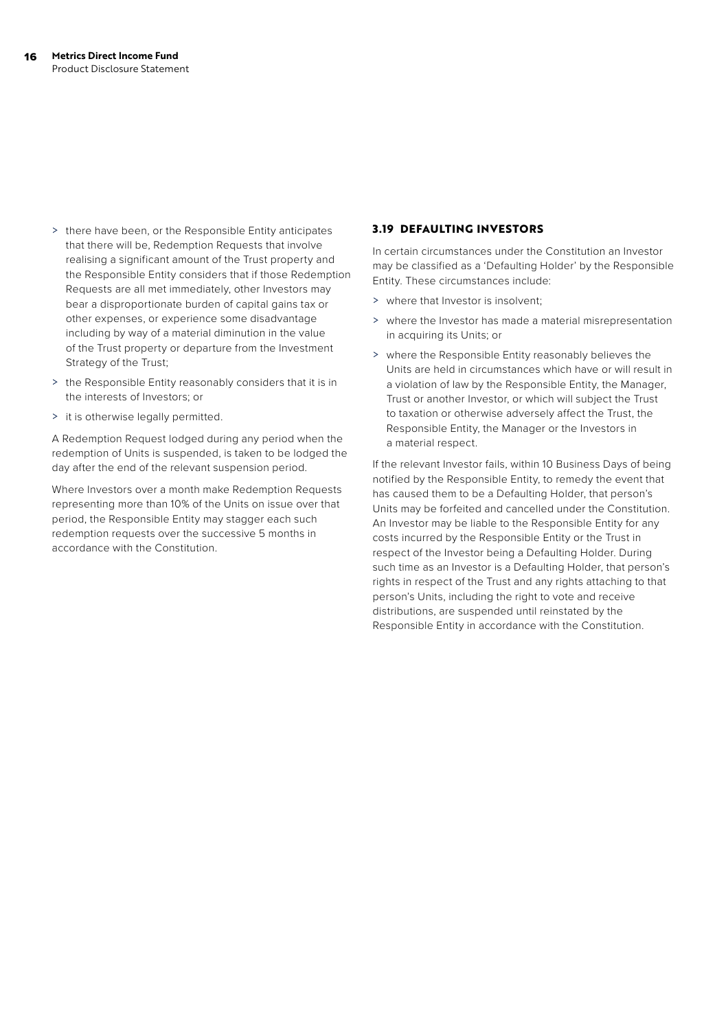- there have been, or the Responsible Entity anticipates that there will be, Redemption Requests that involve realising a significant amount of the Trust property and the Responsible Entity considers that if those Redemption Requests are all met immediately, other Investors may bear a disproportionate burden of capital gains tax or other expenses, or experience some disadvantage including by way of a material diminution in the value of the Trust property or departure from the Investment Strategy of the Trust;
- the Responsible Entity reasonably considers that it is in the interests of Investors; or
- it is otherwise legally permitted.

A Redemption Request lodged during any period when the redemption of Units is suspended, is taken to be lodged the day after the end of the relevant suspension period.

Where Investors over a month make Redemption Requests representing more than 10% of the Units on issue over that period, the Responsible Entity may stagger each such redemption requests over the successive 5 months in accordance with the Constitution.

### 3.19 DEFAULTING INVESTORS

In certain circumstances under the Constitution an Investor may be classified as a 'Defaulting Holder' by the Responsible Entity. These circumstances include:

- where that Investor is insolvent;
- where the Investor has made a material misrepresentation in acquiring its Units; or
- where the Responsible Entity reasonably believes the Units are held in circumstances which have or will result in a violation of law by the Responsible Entity, the Manager, Trust or another Investor, or which will subject the Trust to taxation or otherwise adversely affect the Trust, the Responsible Entity, the Manager or the Investors in a material respect.

If the relevant Investor fails, within 10 Business Days of being notified by the Responsible Entity, to remedy the event that has caused them to be a Defaulting Holder, that person's Units may be forfeited and cancelled under the Constitution. An Investor may be liable to the Responsible Entity for any costs incurred by the Responsible Entity or the Trust in respect of the Investor being a Defaulting Holder. During such time as an Investor is a Defaulting Holder, that person's rights in respect of the Trust and any rights attaching to that person's Units, including the right to vote and receive distributions, are suspended until reinstated by the Responsible Entity in accordance with the Constitution.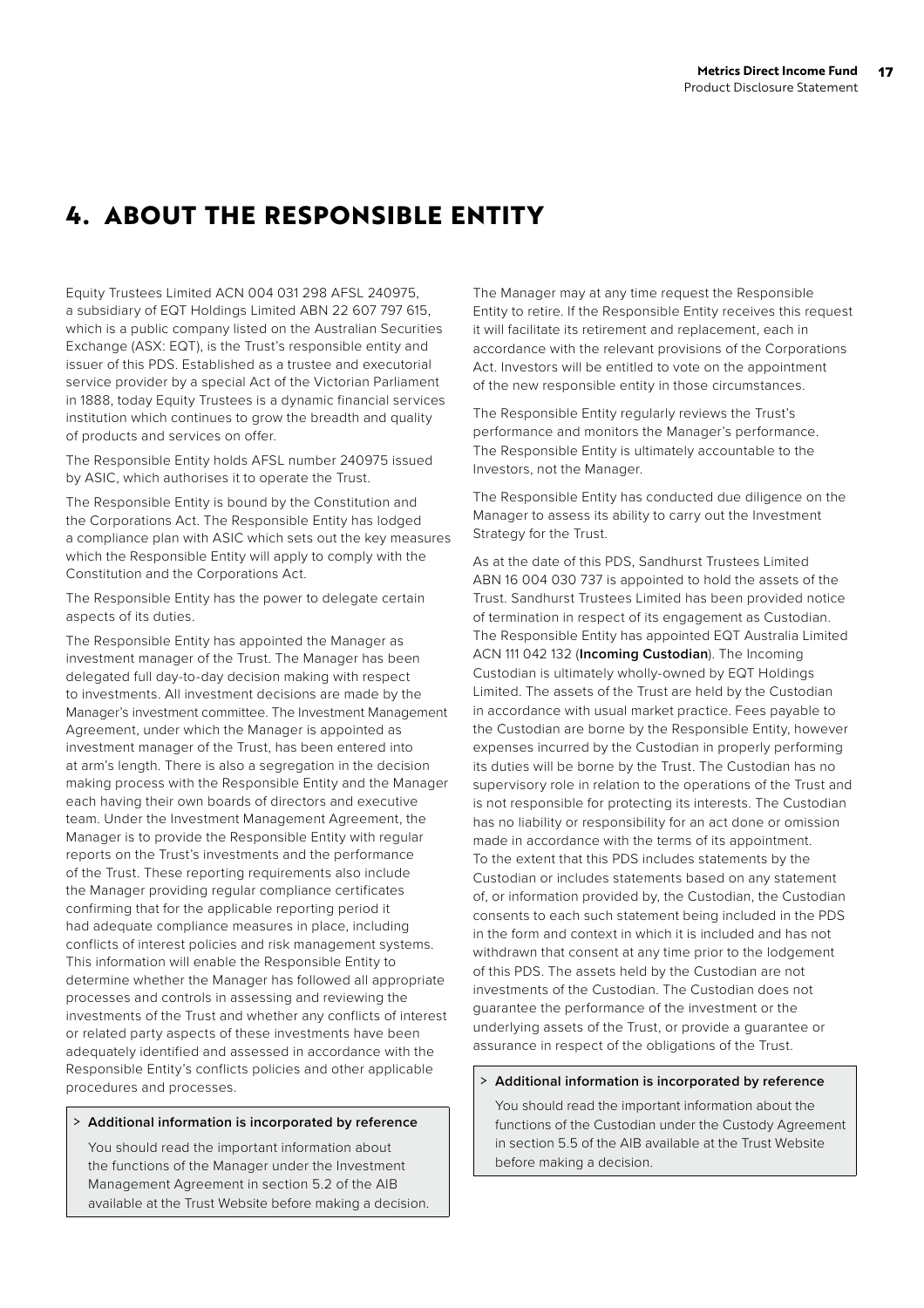# 4. ABOUT THE RESPONSIBLE ENTITY

Equity Trustees Limited ACN 004 031 298 AFSL 240975, a subsidiary of EQT Holdings Limited ABN 22 607 797 615, which is a public company listed on the Australian Securities Exchange (ASX: EQT), is the Trust's responsible entity and issuer of this PDS. Established as a trustee and executorial service provider by a special Act of the Victorian Parliament in 1888, today Equity Trustees is a dynamic financial services institution which continues to grow the breadth and quality of products and services on offer.

The Responsible Entity holds AFSL number 240975 issued by ASIC, which authorises it to operate the Trust.

The Responsible Entity is bound by the Constitution and the Corporations Act. The Responsible Entity has lodged a compliance plan with ASIC which sets out the key measures which the Responsible Entity will apply to comply with the Constitution and the Corporations Act.

The Responsible Entity has the power to delegate certain aspects of its duties.

The Responsible Entity has appointed the Manager as investment manager of the Trust. The Manager has been delegated full day-to-day decision making with respect to investments. All investment decisions are made by the Manager's investment committee. The Investment Management Agreement, under which the Manager is appointed as investment manager of the Trust, has been entered into at arm's length. There is also a segregation in the decision making process with the Responsible Entity and the Manager each having their own boards of directors and executive team. Under the Investment Management Agreement, the Manager is to provide the Responsible Entity with regular reports on the Trust's investments and the performance of the Trust. These reporting requirements also include the Manager providing regular compliance certificates confirming that for the applicable reporting period it had adequate compliance measures in place, including conflicts of interest policies and risk management systems. This information will enable the Responsible Entity to determine whether the Manager has followed all appropriate processes and controls in assessing and reviewing the investments of the Trust and whether any conflicts of interest or related party aspects of these investments have been adequately identified and assessed in accordance with the Responsible Entity's conflicts policies and other applicable procedures and processes.

> **Additional information is incorporated by reference**
>
> You should read the important information about the functions of the Manager under the Investment Management Agreement in section 5.2 of the AIB available at the Trust Website before making a decision.

The Manager may at any time request the Responsible Entity to retire. If the Responsible Entity receives this request it will facilitate its retirement and replacement, each in accordance with the relevant provisions of the Corporations Act. Investors will be entitled to vote on the appointment of the new responsible entity in those circumstances.

The Responsible Entity regularly reviews the Trust's performance and monitors the Manager's performance. The Responsible Entity is ultimately accountable to the Investors, not the Manager.

The Responsible Entity has conducted due diligence on the Manager to assess its ability to carry out the Investment Strategy for the Trust.

As at the date of this PDS, Sandhurst Trustees Limited ABN 16 004 030 737 is appointed to hold the assets of the Trust. Sandhurst Trustees Limited has been provided notice of termination in respect of its engagement as Custodian. The Responsible Entity has appointed EQT Australia Limited ACN 111 042 132 (**Incoming Custodian**). The Incoming Custodian is ultimately wholly-owned by EQT Holdings Limited. The assets of the Trust are held by the Custodian in accordance with usual market practice. Fees payable to the Custodian are borne by the Responsible Entity, however expenses incurred by the Custodian in properly performing its duties will be borne by the Trust. The Custodian has no supervisory role in relation to the operations of the Trust and is not responsible for protecting its interests. The Custodian has no liability or responsibility for an act done or omission made in accordance with the terms of its appointment. To the extent that this PDS includes statements by the Custodian or includes statements based on any statement of, or information provided by, the Custodian, the Custodian consents to each such statement being included in the PDS in the form and context in which it is included and has not withdrawn that consent at any time prior to the lodgement of this PDS. The assets held by the Custodian are not investments of the Custodian. The Custodian does not guarantee the performance of the investment or the underlying assets of the Trust, or provide a guarantee or assurance in respect of the obligations of the Trust.

> **Additional information is incorporated by reference**
>
> You should read the important information about the functions of the Custodian under the Custody Agreement in section 5.5 of the AIB available at the Trust Website before making a decision.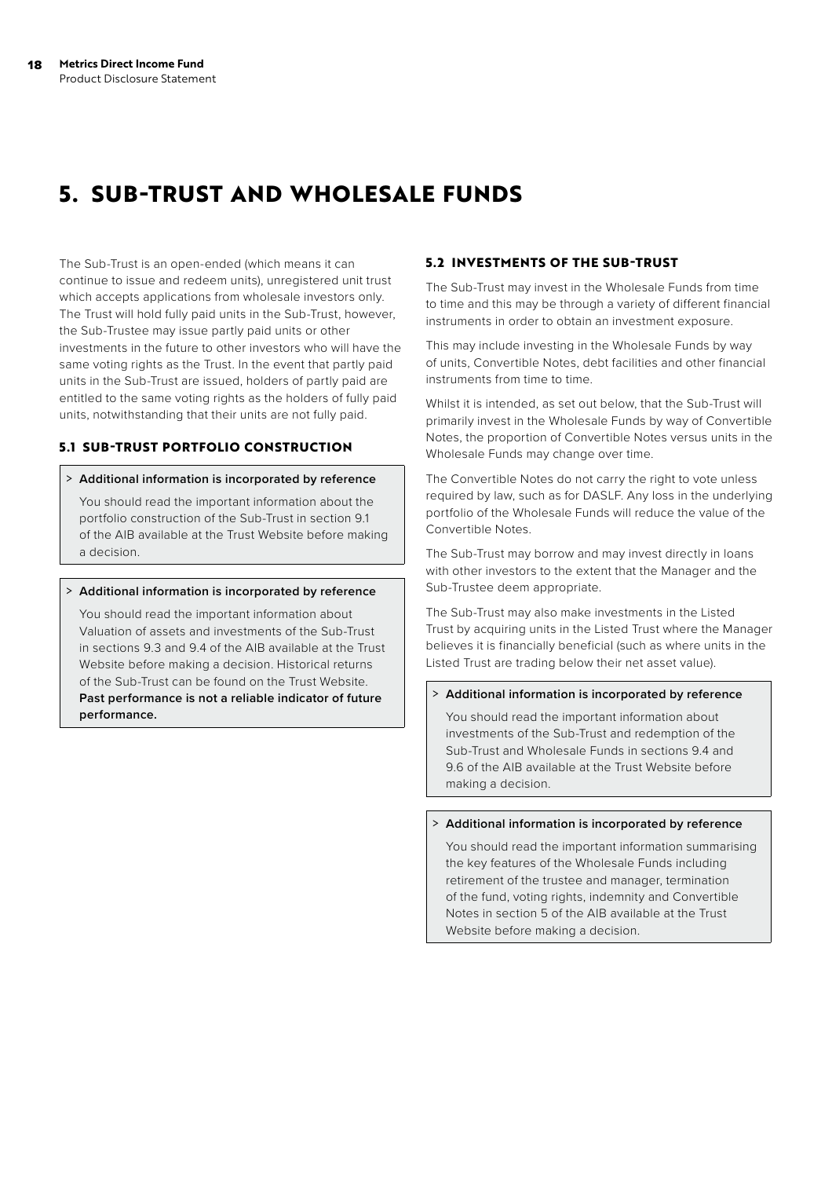# 5. SUB-TRUST AND WHOLESALE FUNDS

The Sub-Trust is an open-ended (which means it can continue to issue and redeem units), unregistered unit trust which accepts applications from wholesale investors only. The Trust will hold fully paid units in the Sub-Trust, however, the Sub-Trustee may issue partly paid units or other investments in the future to other investors who will have the same voting rights as the Trust. In the event that partly paid units in the Sub-Trust are issued, holders of partly paid are entitled to the same voting rights as the holders of fully paid units, notwithstanding that their units are not fully paid.

## 5.1 SUB-TRUST PORTFOLIO CONSTRUCTION

> **Additional information is incorporated by reference**
>
> You should read the important information about the portfolio construction of the Sub-Trust in section 9.1 of the AIB available at the Trust Website before making a decision.

> **Additional information is incorporated by reference**
>
> You should read the important information about Valuation of assets and investments of the Sub-Trust in sections 9.3 and 9.4 of the AIB available at the Trust Website before making a decision. Historical returns of the Sub-Trust can be found on the Trust Website. **Past performance is not a reliable indicator of future performance.**

## 5.2 INVESTMENTS OF THE SUB-TRUST

The Sub-Trust may invest in the Wholesale Funds from time to time and this may be through a variety of different financial instruments in order to obtain an investment exposure.

This may include investing in the Wholesale Funds by way of units, Convertible Notes, debt facilities and other financial instruments from time to time.

Whilst it is intended, as set out below, that the Sub-Trust will primarily invest in the Wholesale Funds by way of Convertible Notes, the proportion of Convertible Notes versus units in the Wholesale Funds may change over time.

The Convertible Notes do not carry the right to vote unless required by law, such as for DASLF. Any loss in the underlying portfolio of the Wholesale Funds will reduce the value of the Convertible Notes.

The Sub-Trust may borrow and may invest directly in loans with other investors to the extent that the Manager and the Sub-Trustee deem appropriate.

The Sub-Trust may also make investments in the Listed Trust by acquiring units in the Listed Trust where the Manager believes it is financially beneficial (such as where units in the Listed Trust are trading below their net asset value).

> **Additional information is incorporated by reference**
>
> You should read the important information about investments of the Sub-Trust and redemption of the Sub-Trust and Wholesale Funds in sections 9.4 and 9.6 of the AIB available at the Trust Website before making a decision.

> **Additional information is incorporated by reference**
>
> You should read the important information summarising the key features of the Wholesale Funds including retirement of the trustee and manager, termination of the fund, voting rights, indemnity and Convertible Notes in section 5 of the AIB available at the Trust Website before making a decision.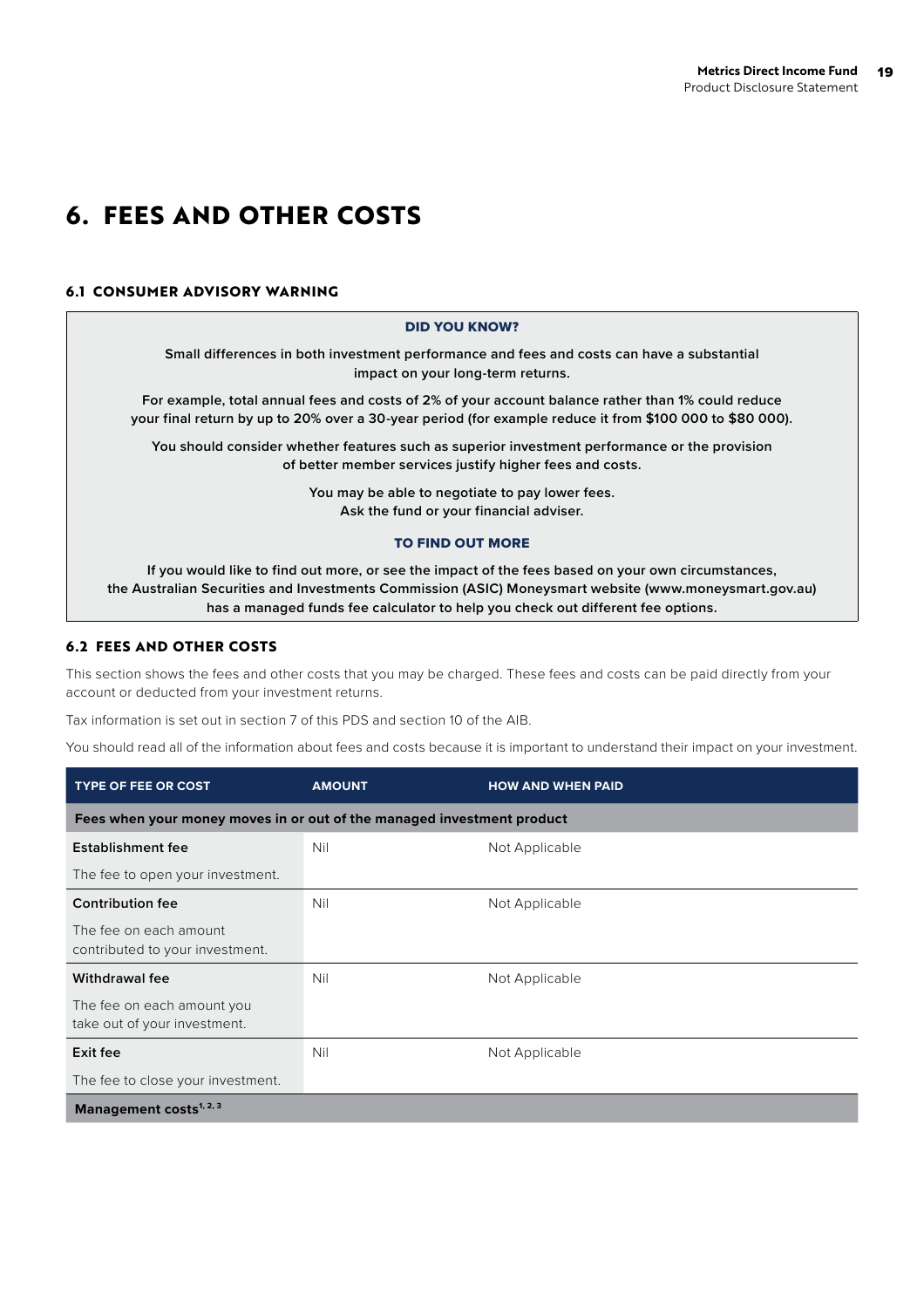# 6. FEES AND OTHER COSTS

## 6.1 CONSUMER ADVISORY WARNING

**DID YOU KNOW?**

**Small differences in both investment performance and fees and costs can have a substantial impact on your long-term returns.**

**For example, total annual fees and costs of 2% of your account balance rather than 1% could reduce your final return by up to 20% over a 30-year period (for example reduce it from $100 000 to $80 000).**

**You should consider whether features such as superior investment performance or the provision of better member services justify higher fees and costs.**

**You may be able to negotiate to pay lower fees. Ask the fund or your financial adviser.**

**TO FIND OUT MORE**

**If you would like to find out more, or see the impact of the fees based on your own circumstances, the Australian Securities and Investments Commission (ASIC) Moneysmart website (www.moneysmart.gov.au) has a managed funds fee calculator to help you check out different fee options.**

## 6.2 FEES AND OTHER COSTS

This section shows the fees and other costs that you may be charged. These fees and costs can be paid directly from your account or deducted from your investment returns.

Tax information is set out in section 7 of this PDS and section 10 of the AIB.

You should read all of the information about fees and costs because it is important to understand their impact on your investment.

| TYPE OF FEE OR COST | AMOUNT | HOW AND WHEN PAID |
|---|---|---|
| **Fees when your money moves in or out of the managed investment product** | | |
| **Establishment fee**<br>The fee to open your investment. | Nil | Not Applicable |
| **Contribution fee**<br>The fee on each amount contributed to your investment. | Nil | Not Applicable |
| **Withdrawal fee**<br>The fee on each amount you take out of your investment. | Nil | Not Applicable |
| **Exit fee**<br>The fee to close your investment. | Nil | Not Applicable |
| **Management costs**[1, 2, 3] | | |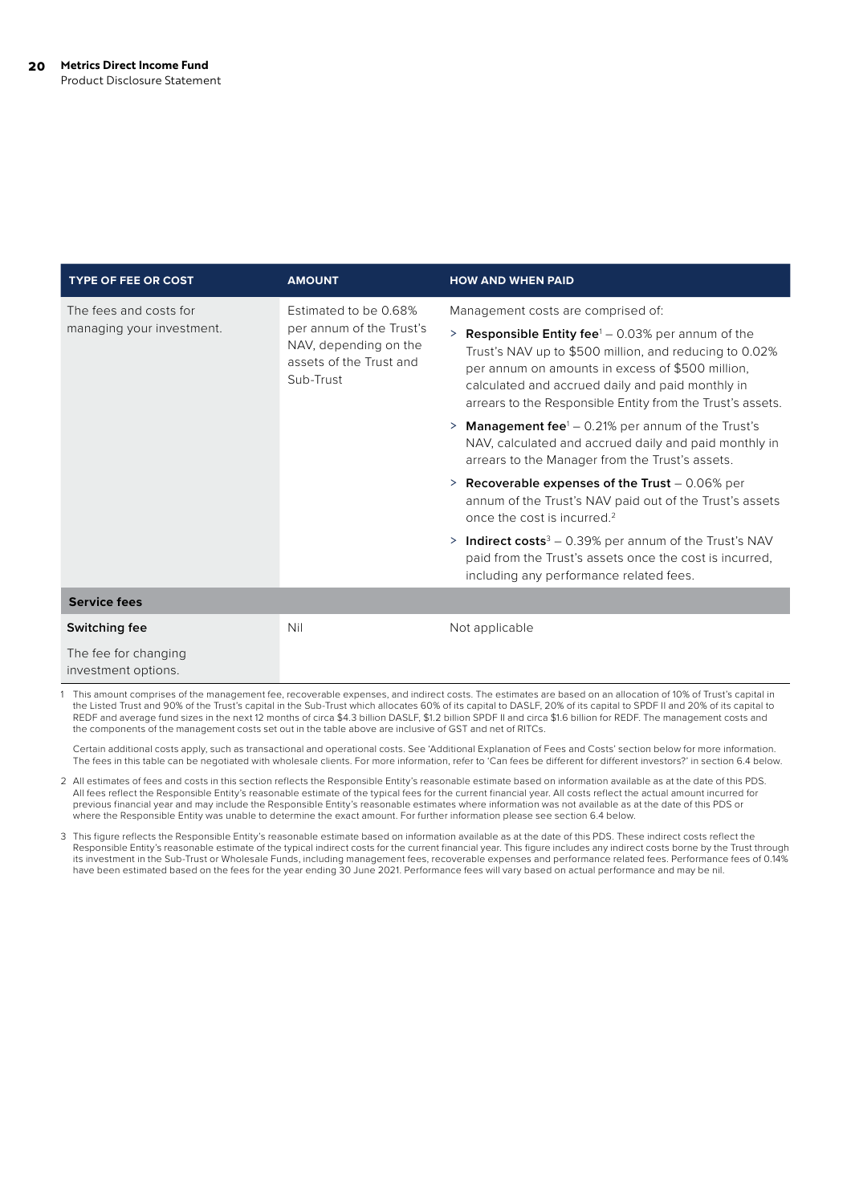| TYPE OF FEE OR COST | AMOUNT | HOW AND WHEN PAID |
|---|---|---|
| The fees and costs for managing your investment. | Estimated to be 0.68% per annum of the Trust's NAV, depending on the assets of the Trust and Sub-Trust | Management costs are comprised of:<br>> **Responsible Entity fee**[1] – 0.03% per annum of the Trust's NAV up to $500 million, and reducing to 0.02% per annum on amounts in excess of $500 million, calculated and accrued daily and paid monthly in arrears to the Responsible Entity from the Trust's assets.<br>> **Management fee**[1] – 0.21% per annum of the Trust's NAV, calculated and accrued daily and paid monthly in arrears to the Manager from the Trust's assets.<br>> **Recoverable expenses of the Trust** – 0.06% per annum of the Trust's NAV paid out of the Trust's assets once the cost is incurred.[2]<br>> **Indirect costs**[3] – 0.39% per annum of the Trust's NAV paid from the Trust's assets once the cost is incurred, including any performance related fees. |
| **Service fees** | | |
| **Switching fee**<br>The fee for changing investment options. | Nil | Not applicable |

1 This amount comprises of the management fee, recoverable expenses, and indirect costs. The estimates are based on an allocation of 10% of Trust's capital in the Listed Trust and 90% of the Trust's capital in the Sub-Trust which allocates 60% of its capital to DASLF, 20% of its capital to SPDF II and 20% of its capital to REDF and average fund sizes in the next 12 months of circa $4.3 billion DASLF, $1.2 billion SPDF II and circa $1.6 billion for REDF. The management costs and the components of the management costs set out in the table above are inclusive of GST and net of RITCs.

Certain additional costs apply, such as transactional and operational costs. See 'Additional Explanation of Fees and Costs' section below for more information. The fees in this table can be negotiated with wholesale clients. For more information, refer to 'Can fees be different for different investors?' in section 6.4 below.

2 All estimates of fees and costs in this section reflects the Responsible Entity's reasonable estimate based on information available as at the date of this PDS. All fees reflect the Responsible Entity's reasonable estimate of the typical fees for the current financial year. All costs reflect the actual amount incurred for previous financial year and may include the Responsible Entity's reasonable estimates where information was not available as at the date of this PDS or where the Responsible Entity was unable to determine the exact amount. For further information please see section 6.4 below.

3 This figure reflects the Responsible Entity's reasonable estimate based on information available as at the date of this PDS. These indirect costs reflect the Responsible Entity's reasonable estimate of the typical indirect costs for the current financial year. This figure includes any indirect costs borne by the Trust through its investment in the Sub-Trust or Wholesale Funds, including management fees, recoverable expenses and performance related fees. Performance fees of 0.14% have been estimated based on the fees for the year ending 30 June 2021. Performance fees will vary based on actual performance and may be nil.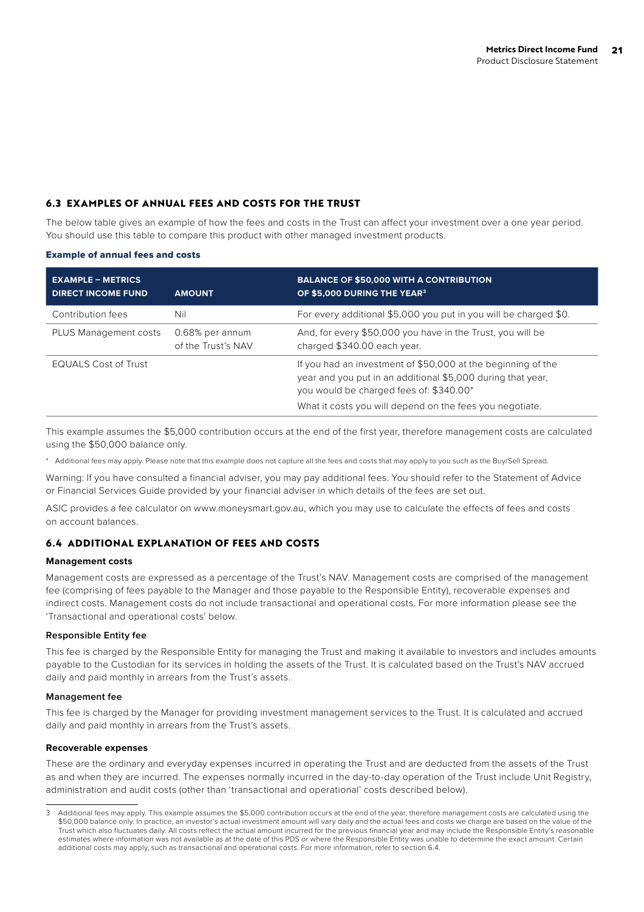## 6.3 EXAMPLES OF ANNUAL FEES AND COSTS FOR THE TRUST

The below table gives an example of how the fees and costs in the Trust can affect your investment over a one year period. You should use this table to compare this product with other managed investment products.

**Example of annual fees and costs**

| EXAMPLE – METRICS DIRECT INCOME FUND | AMOUNT | BALANCE OF $50,000 WITH A CONTRIBUTION OF $5,000 DURING THE YEAR[3] |
|---|---|---|
| Contribution fees | Nil | For every additional $5,000 you put in you will be charged $0. |
| PLUS Management costs | 0.68% per annum of the Trust's NAV | And, for every $50,000 you have in the Trust, you will be charged $340.00 each year. |
| EQUALS Cost of Trust | | If you had an investment of $50,000 at the beginning of the year and you put in an additional $5,000 during that year, you would be charged fees of: $340.00* <br> What it costs you will depend on the fees you negotiate. |

This example assumes the $5,000 contribution occurs at the end of the first year, therefore management costs are calculated using the $50,000 balance only.

\* Additional fees may apply. Please note that this example does not capture all the fees and costs that may apply to you such as the Buy/Sell Spread.

Warning: If you have consulted a financial adviser, you may pay additional fees. You should refer to the Statement of Advice or Financial Services Guide provided by your financial adviser in which details of the fees are set out.

ASIC provides a fee calculator on www.moneysmart.gov.au, which you may use to calculate the effects of fees and costs on account balances.

## 6.4 ADDITIONAL EXPLANATION OF FEES AND COSTS

### Management costs

Management costs are expressed as a percentage of the Trust's NAV. Management costs are comprised of the management fee (comprising of fees payable to the Manager and those payable to the Responsible Entity), recoverable expenses and indirect costs. Management costs do not include transactional and operational costs. For more information please see the 'Transactional and operational costs' below.

### Responsible Entity fee

This fee is charged by the Responsible Entity for managing the Trust and making it available to investors and includes amounts payable to the Custodian for its services in holding the assets of the Trust. It is calculated based on the Trust's NAV accrued daily and paid monthly in arrears from the Trust's assets.

### Management fee

This fee is charged by the Manager for providing investment management services to the Trust. It is calculated and accrued daily and paid monthly in arrears from the Trust's assets.

### Recoverable expenses

These are the ordinary and everyday expenses incurred in operating the Trust and are deducted from the assets of the Trust as and when they are incurred. The expenses normally incurred in the day-to-day operation of the Trust include Unit Registry, administration and audit costs (other than 'transactional and operational' costs described below).

---

3 Additional fees may apply. This example assumes the $5,000 contribution occurs at the end of the year, therefore management costs are calculated using the $50,000 balance only. In practice, an investor's actual investment amount will vary daily and the actual fees and costs we charge are based on the value of the Trust which also fluctuates daily. All costs reflect the actual amount incurred for the previous financial year and may include the Responsible Entity's reasonable estimates where information was not available as at the date of this PDS or where the Responsible Entity was unable to determine the exact amount. Certain additional costs may apply, such as transactional and operational costs. For more information, refer to section 6.4.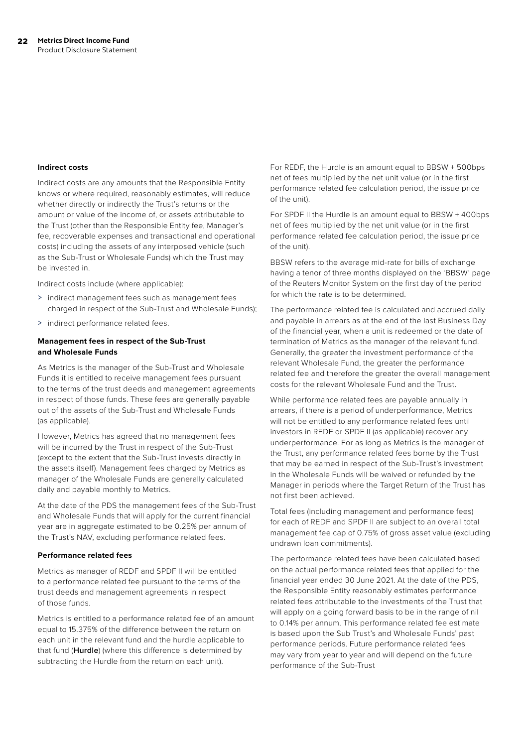### Indirect costs

Indirect costs are any amounts that the Responsible Entity knows or where required, reasonably estimates, will reduce whether directly or indirectly the Trust's returns or the amount or value of the income of, or assets attributable to the Trust (other than the Responsible Entity fee, Manager's fee, recoverable expenses and transactional and operational costs) including the assets of any interposed vehicle (such as the Sub-Trust or Wholesale Funds) which the Trust may be invested in.

Indirect costs include (where applicable):

> indirect management fees such as management fees charged in respect of the Sub-Trust and Wholesale Funds);

> indirect performance related fees.

### Management fees in respect of the Sub-Trust and Wholesale Funds

As Metrics is the manager of the Sub-Trust and Wholesale Funds it is entitled to receive management fees pursuant to the terms of the trust deeds and management agreements in respect of those funds. These fees are generally payable out of the assets of the Sub-Trust and Wholesale Funds (as applicable).

However, Metrics has agreed that no management fees will be incurred by the Trust in respect of the Sub-Trust (except to the extent that the Sub-Trust invests directly in the assets itself). Management fees charged by Metrics as manager of the Wholesale Funds are generally calculated daily and payable monthly to Metrics.

At the date of the PDS the management fees of the Sub-Trust and Wholesale Funds that will apply for the current financial year are in aggregate estimated to be 0.25% per annum of the Trust's NAV, excluding performance related fees.

### Performance related fees

Metrics as manager of REDF and SPDF II will be entitled to a performance related fee pursuant to the terms of the trust deeds and management agreements in respect of those funds.

Metrics is entitled to a performance related fee of an amount equal to 15.375% of the difference between the return on each unit in the relevant fund and the hurdle applicable to that fund (**Hurdle**) (where this difference is determined by subtracting the Hurdle from the return on each unit).

For REDF, the Hurdle is an amount equal to BBSW + 500bps net of fees multiplied by the net unit value (or in the first performance related fee calculation period, the issue price of the unit).

For SPDF II the Hurdle is an amount equal to BBSW + 400bps net of fees multiplied by the net unit value (or in the first performance related fee calculation period, the issue price of the unit).

BBSW refers to the average mid-rate for bills of exchange having a tenor of three months displayed on the 'BBSW' page of the Reuters Monitor System on the first day of the period for which the rate is to be determined.

The performance related fee is calculated and accrued daily and payable in arrears as at the end of the last Business Day of the financial year, when a unit is redeemed or the date of termination of Metrics as the manager of the relevant fund. Generally, the greater the investment performance of the relevant Wholesale Fund, the greater the performance related fee and therefore the greater the overall management costs for the relevant Wholesale Fund and the Trust.

While performance related fees are payable annually in arrears, if there is a period of underperformance, Metrics will not be entitled to any performance related fees until investors in REDF or SPDF II (as applicable) recover any underperformance. For as long as Metrics is the manager of the Trust, any performance related fees borne by the Trust that may be earned in respect of the Sub-Trust's investment in the Wholesale Funds will be waived or refunded by the Manager in periods where the Target Return of the Trust has not first been achieved.

Total fees (including management and performance fees) for each of REDF and SPDF II are subject to an overall total management fee cap of 0.75% of gross asset value (excluding undrawn loan commitments).

The performance related fees have been calculated based on the actual performance related fees that applied for the financial year ended 30 June 2021. At the date of the PDS, the Responsible Entity reasonably estimates performance related fees attributable to the investments of the Trust that will apply on a going forward basis to be in the range of nil to 0.14% per annum. This performance related fee estimate is based upon the Sub Trust's and Wholesale Funds' past performance periods. Future performance related fees may vary from year to year and will depend on the future performance of the Sub-Trust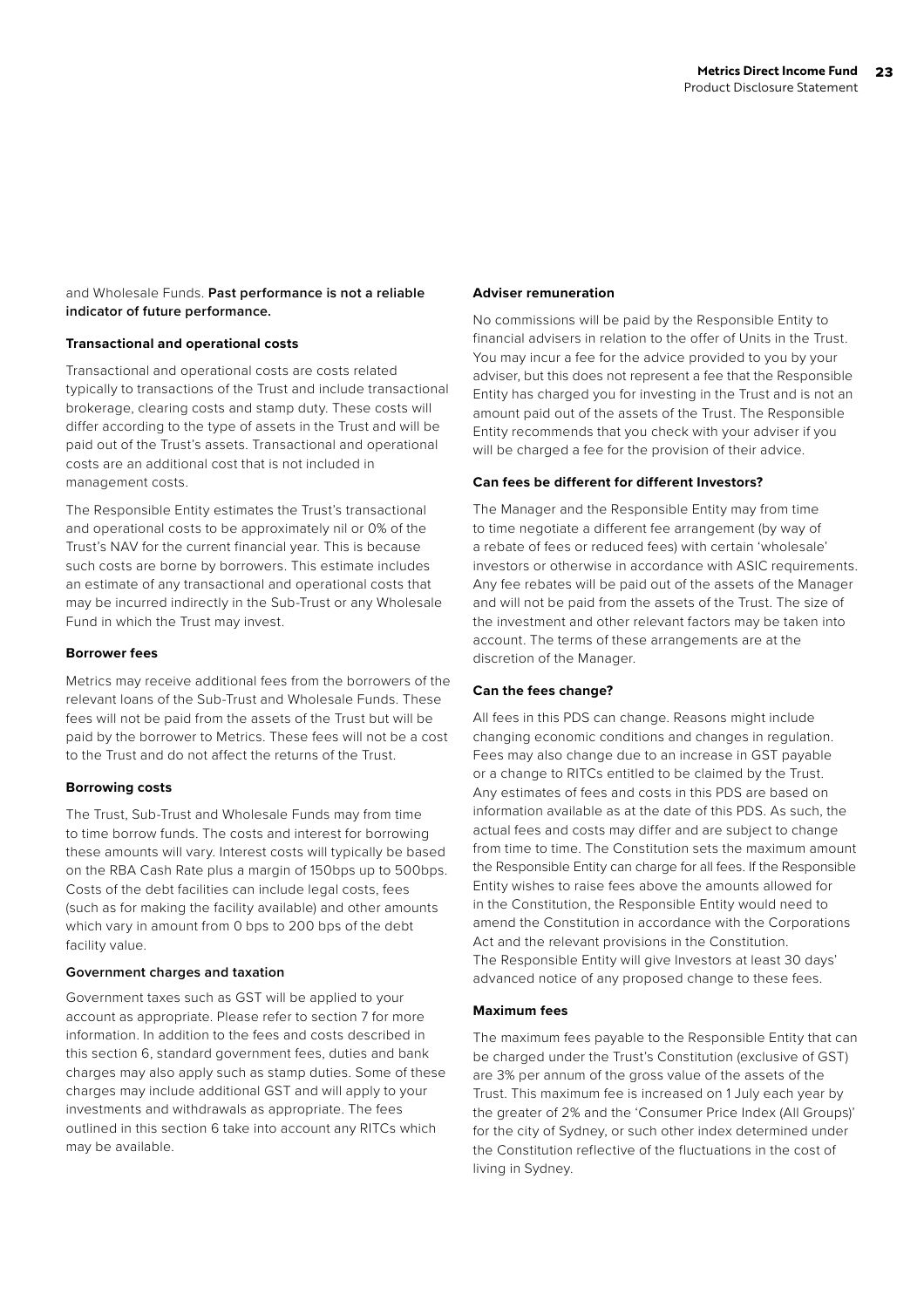and Wholesale Funds. **Past performance is not a reliable indicator of future performance.**

**Transactional and operational costs**

Transactional and operational costs are costs related typically to transactions of the Trust and include transactional brokerage, clearing costs and stamp duty. These costs will differ according to the type of assets in the Trust and will be paid out of the Trust's assets. Transactional and operational costs are an additional cost that is not included in management costs.

The Responsible Entity estimates the Trust's transactional and operational costs to be approximately nil or 0% of the Trust's NAV for the current financial year. This is because such costs are borne by borrowers. This estimate includes an estimate of any transactional and operational costs that may be incurred indirectly in the Sub-Trust or any Wholesale Fund in which the Trust may invest.

**Borrower fees**

Metrics may receive additional fees from the borrowers of the relevant loans of the Sub-Trust and Wholesale Funds. These fees will not be paid from the assets of the Trust but will be paid by the borrower to Metrics. These fees will not be a cost to the Trust and do not affect the returns of the Trust.

**Borrowing costs**

The Trust, Sub-Trust and Wholesale Funds may from time to time borrow funds. The costs and interest for borrowing these amounts will vary. Interest costs will typically be based on the RBA Cash Rate plus a margin of 150bps up to 500bps. Costs of the debt facilities can include legal costs, fees (such as for making the facility available) and other amounts which vary in amount from 0 bps to 200 bps of the debt facility value.

**Government charges and taxation**

Government taxes such as GST will be applied to your account as appropriate. Please refer to section 7 for more information. In addition to the fees and costs described in this section 6, standard government fees, duties and bank charges may also apply such as stamp duties. Some of these charges may include additional GST and will apply to your investments and withdrawals as appropriate. The fees outlined in this section 6 take into account any RITCs which may be available.

**Adviser remuneration**

No commissions will be paid by the Responsible Entity to financial advisers in relation to the offer of Units in the Trust. You may incur a fee for the advice provided to you by your adviser, but this does not represent a fee that the Responsible Entity has charged you for investing in the Trust and is not an amount paid out of the assets of the Trust. The Responsible Entity recommends that you check with your adviser if you will be charged a fee for the provision of their advice.

**Can fees be different for different Investors?**

The Manager and the Responsible Entity may from time to time negotiate a different fee arrangement (by way of a rebate of fees or reduced fees) with certain 'wholesale' investors or otherwise in accordance with ASIC requirements. Any fee rebates will be paid out of the assets of the Manager and will not be paid from the assets of the Trust. The size of the investment and other relevant factors may be taken into account. The terms of these arrangements are at the discretion of the Manager.

**Can the fees change?**

All fees in this PDS can change. Reasons might include changing economic conditions and changes in regulation. Fees may also change due to an increase in GST payable or a change to RITCs entitled to be claimed by the Trust. Any estimates of fees and costs in this PDS are based on information available as at the date of this PDS. As such, the actual fees and costs may differ and are subject to change from time to time. The Constitution sets the maximum amount the Responsible Entity can charge for all fees. If the Responsible Entity wishes to raise fees above the amounts allowed for in the Constitution, the Responsible Entity would need to amend the Constitution in accordance with the Corporations Act and the relevant provisions in the Constitution. The Responsible Entity will give Investors at least 30 days' advanced notice of any proposed change to these fees.

**Maximum fees**

The maximum fees payable to the Responsible Entity that can be charged under the Trust's Constitution (exclusive of GST) are 3% per annum of the gross value of the assets of the Trust. This maximum fee is increased on 1 July each year by the greater of 2% and the 'Consumer Price Index (All Groups)' for the city of Sydney, or such other index determined under the Constitution reflective of the fluctuations in the cost of living in Sydney.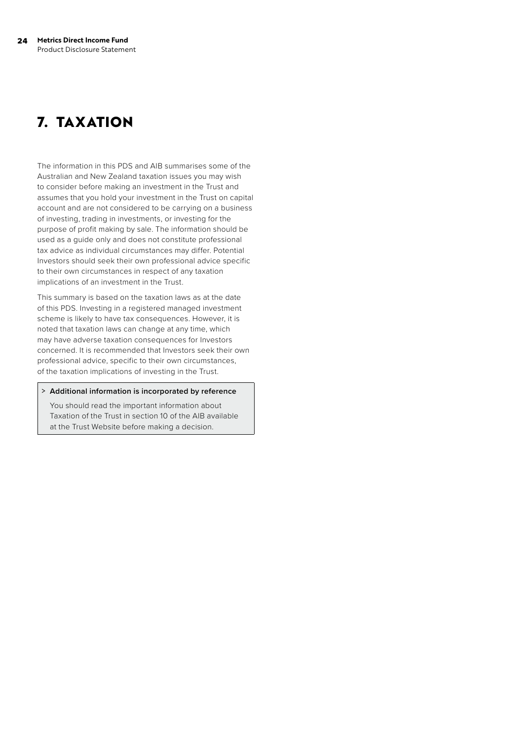# 7. TAXATION

The information in this PDS and AIB summarises some of the Australian and New Zealand taxation issues you may wish to consider before making an investment in the Trust and assumes that you hold your investment in the Trust on capital account and are not considered to be carrying on a business of investing, trading in investments, or investing for the purpose of profit making by sale. The information should be used as a guide only and does not constitute professional tax advice as individual circumstances may differ. Potential Investors should seek their own professional advice specific to their own circumstances in respect of any taxation implications of an investment in the Trust.

This summary is based on the taxation laws as at the date of this PDS. Investing in a registered managed investment scheme is likely to have tax consequences. However, it is noted that taxation laws can change at any time, which may have adverse taxation consequences for Investors concerned. It is recommended that Investors seek their own professional advice, specific to their own circumstances, of the taxation implications of investing in the Trust.

> **Additional information is incorporated by reference**
>
> You should read the important information about Taxation of the Trust in section 10 of the AIB available at the Trust Website before making a decision.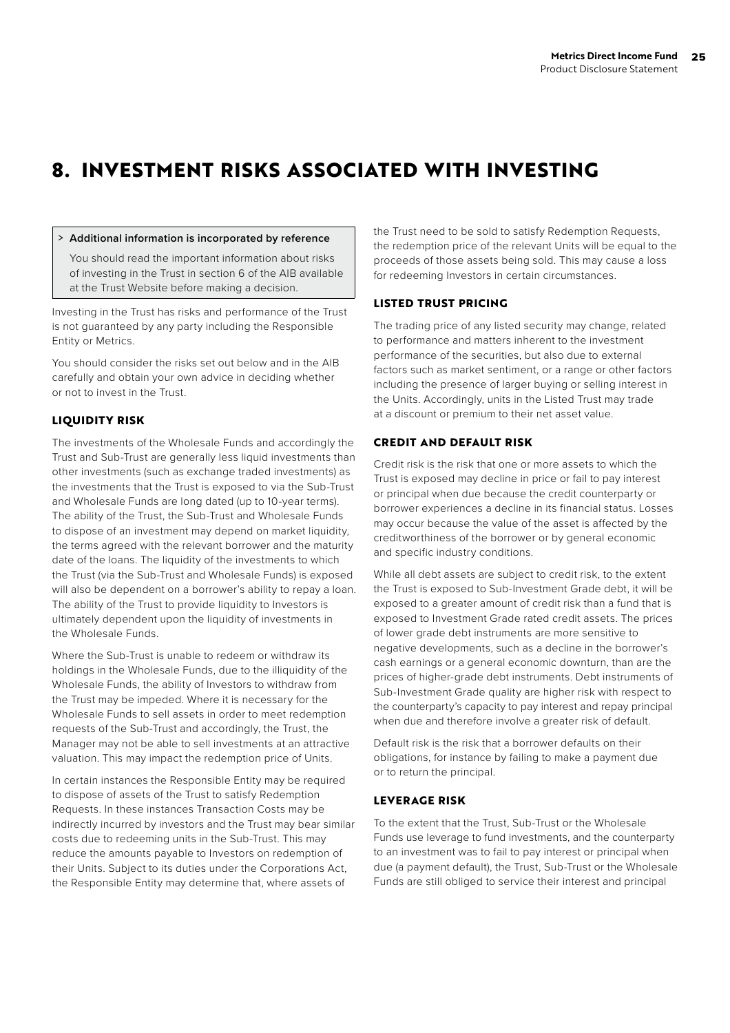# 8. INVESTMENT RISKS ASSOCIATED WITH INVESTING

> **Additional information is incorporated by reference**
>
> You should read the important information about risks of investing in the Trust in section 6 of the AIB available at the Trust Website before making a decision.

Investing in the Trust has risks and performance of the Trust is not guaranteed by any party including the Responsible Entity or Metrics.

You should consider the risks set out below and in the AIB carefully and obtain your own advice in deciding whether or not to invest in the Trust.

## LIQUIDITY RISK

The investments of the Wholesale Funds and accordingly the Trust and Sub-Trust are generally less liquid investments than other investments (such as exchange traded investments) as the investments that the Trust is exposed to via the Sub-Trust and Wholesale Funds are long dated (up to 10-year terms). The ability of the Trust, the Sub-Trust and Wholesale Funds to dispose of an investment may depend on market liquidity, the terms agreed with the relevant borrower and the maturity date of the loans. The liquidity of the investments to which the Trust (via the Sub-Trust and Wholesale Funds) is exposed will also be dependent on a borrower's ability to repay a loan. The ability of the Trust to provide liquidity to Investors is ultimately dependent upon the liquidity of investments in the Wholesale Funds.

Where the Sub-Trust is unable to redeem or withdraw its holdings in the Wholesale Funds, due to the illiquidity of the Wholesale Funds, the ability of Investors to withdraw from the Trust may be impeded. Where it is necessary for the Wholesale Funds to sell assets in order to meet redemption requests of the Sub-Trust and accordingly, the Trust, the Manager may not be able to sell investments at an attractive valuation. This may impact the redemption price of Units.

In certain instances the Responsible Entity may be required to dispose of assets of the Trust to satisfy Redemption Requests. In these instances Transaction Costs may be indirectly incurred by investors and the Trust may bear similar costs due to redeeming units in the Sub-Trust. This may reduce the amounts payable to Investors on redemption of their Units. Subject to its duties under the Corporations Act, the Responsible Entity may determine that, where assets of the Trust need to be sold to satisfy Redemption Requests, the redemption price of the relevant Units will be equal to the proceeds of those assets being sold. This may cause a loss for redeeming Investors in certain circumstances.

## LISTED TRUST PRICING

The trading price of any listed security may change, related to performance and matters inherent to the investment performance of the securities, but also due to external factors such as market sentiment, or a range or other factors including the presence of larger buying or selling interest in the Units. Accordingly, units in the Listed Trust may trade at a discount or premium to their net asset value.

## CREDIT AND DEFAULT RISK

Credit risk is the risk that one or more assets to which the Trust is exposed may decline in price or fail to pay interest or principal when due because the credit counterparty or borrower experiences a decline in its financial status. Losses may occur because the value of the asset is affected by the creditworthiness of the borrower or by general economic and specific industry conditions.

While all debt assets are subject to credit risk, to the extent the Trust is exposed to Sub-Investment Grade debt, it will be exposed to a greater amount of credit risk than a fund that is exposed to Investment Grade rated credit assets. The prices of lower grade debt instruments are more sensitive to negative developments, such as a decline in the borrower's cash earnings or a general economic downturn, than are the prices of higher-grade debt instruments. Debt instruments of Sub-Investment Grade quality are higher risk with respect to the counterparty's capacity to pay interest and repay principal when due and therefore involve a greater risk of default.

Default risk is the risk that a borrower defaults on their obligations, for instance by failing to make a payment due or to return the principal.

## LEVERAGE RISK

To the extent that the Trust, Sub-Trust or the Wholesale Funds use leverage to fund investments, and the counterparty to an investment was to fail to pay interest or principal when due (a payment default), the Trust, Sub-Trust or the Wholesale Funds are still obliged to service their interest and principal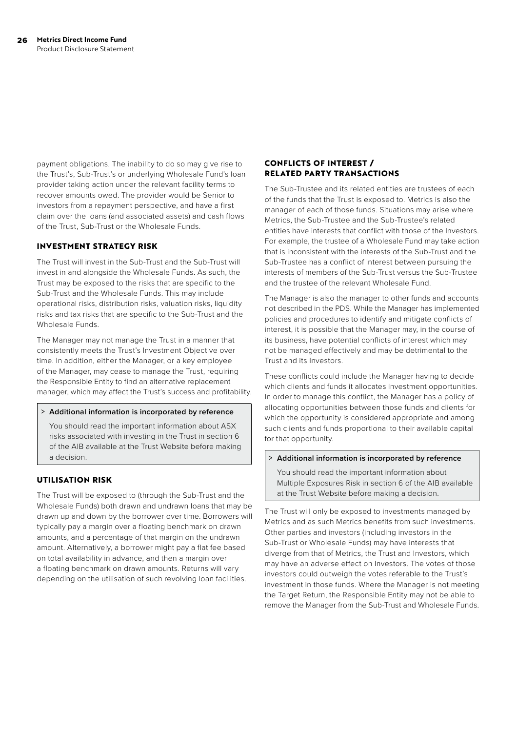payment obligations. The inability to do so may give rise to the Trust's, Sub-Trust's or underlying Wholesale Fund's loan provider taking action under the relevant facility terms to recover amounts owed. The provider would be Senior to investors from a repayment perspective, and have a first claim over the loans (and associated assets) and cash flows of the Trust, Sub-Trust or the Wholesale Funds.

## INVESTMENT STRATEGY RISK

The Trust will invest in the Sub-Trust and the Sub-Trust will invest in and alongside the Wholesale Funds. As such, the Trust may be exposed to the risks that are specific to the Sub-Trust and the Wholesale Funds. This may include operational risks, distribution risks, valuation risks, liquidity risks and tax risks that are specific to the Sub-Trust and the Wholesale Funds.

The Manager may not manage the Trust in a manner that consistently meets the Trust's Investment Objective over time. In addition, either the Manager, or a key employee of the Manager, may cease to manage the Trust, requiring the Responsible Entity to find an alternative replacement manager, which may affect the Trust's success and profitability.

> **Additional information is incorporated by reference**
>
> You should read the important information about ASX risks associated with investing in the Trust in section 6 of the AIB available at the Trust Website before making a decision.

## UTILISATION RISK

The Trust will be exposed to (through the Sub-Trust and the Wholesale Funds) both drawn and undrawn loans that may be drawn up and down by the borrower over time. Borrowers will typically pay a margin over a floating benchmark on drawn amounts, and a percentage of that margin on the undrawn amount. Alternatively, a borrower might pay a flat fee based on total availability in advance, and then a margin over a floating benchmark on drawn amounts. Returns will vary depending on the utilisation of such revolving loan facilities.

## CONFLICTS OF INTEREST / RELATED PARTY TRANSACTIONS

The Sub-Trustee and its related entities are trustees of each of the funds that the Trust is exposed to. Metrics is also the manager of each of those funds. Situations may arise where Metrics, the Sub-Trustee and the Sub-Trustee's related entities have interests that conflict with those of the Investors. For example, the trustee of a Wholesale Fund may take action that is inconsistent with the interests of the Sub-Trust and the Sub-Trustee has a conflict of interest between pursuing the interests of members of the Sub-Trust versus the Sub-Trustee and the trustee of the relevant Wholesale Fund.

The Manager is also the manager to other funds and accounts not described in the PDS. While the Manager has implemented policies and procedures to identify and mitigate conflicts of interest, it is possible that the Manager may, in the course of its business, have potential conflicts of interest which may not be managed effectively and may be detrimental to the Trust and its Investors.

These conflicts could include the Manager having to decide which clients and funds it allocates investment opportunities. In order to manage this conflict, the Manager has a policy of allocating opportunities between those funds and clients for which the opportunity is considered appropriate and among such clients and funds proportional to their available capital for that opportunity.

> **Additional information is incorporated by reference**
>
> You should read the important information about Multiple Exposures Risk in section 6 of the AIB available at the Trust Website before making a decision.

The Trust will only be exposed to investments managed by Metrics and as such Metrics benefits from such investments. Other parties and investors (including investors in the Sub-Trust or Wholesale Funds) may have interests that diverge from that of Metrics, the Trust and Investors, which may have an adverse effect on Investors. The votes of those investors could outweigh the votes referable to the Trust's investment in those funds. Where the Manager is not meeting the Target Return, the Responsible Entity may not be able to remove the Manager from the Sub-Trust and Wholesale Funds.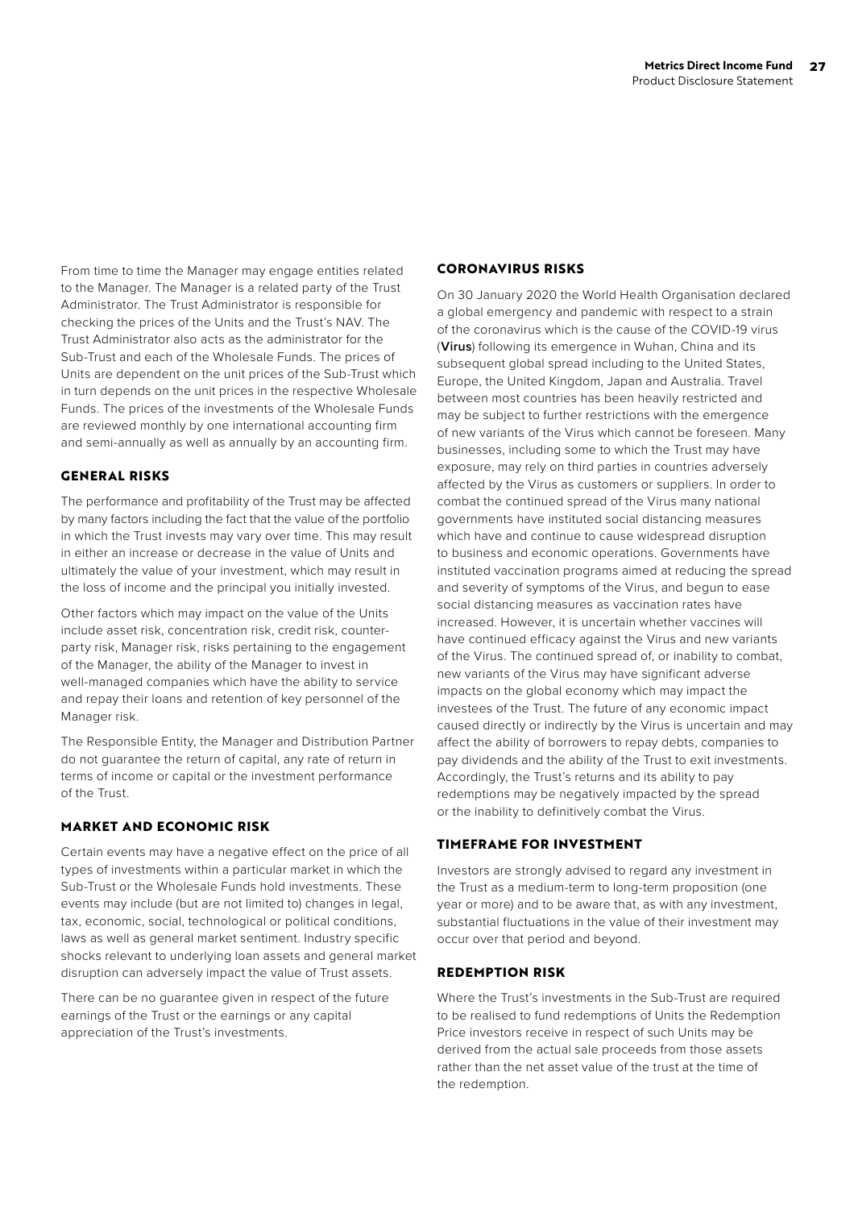From time to time the Manager may engage entities related to the Manager. The Manager is a related party of the Trust Administrator. The Trust Administrator is responsible for checking the prices of the Units and the Trust's NAV. The Trust Administrator also acts as the administrator for the Sub-Trust and each of the Wholesale Funds. The prices of Units are dependent on the unit prices of the Sub-Trust which in turn depends on the unit prices in the respective Wholesale Funds. The prices of the investments of the Wholesale Funds are reviewed monthly by one international accounting firm and semi-annually as well as annually by an accounting firm.

## GENERAL RISKS

The performance and profitability of the Trust may be affected by many factors including the fact that the value of the portfolio in which the Trust invests may vary over time. This may result in either an increase or decrease in the value of Units and ultimately the value of your investment, which may result in the loss of income and the principal you initially invested.

Other factors which may impact on the value of the Units include asset risk, concentration risk, credit risk, counter-party risk, Manager risk, risks pertaining to the engagement of the Manager, the ability of the Manager to invest in well-managed companies which have the ability to service and repay their loans and retention of key personnel of the Manager risk.

The Responsible Entity, the Manager and Distribution Partner do not guarantee the return of capital, any rate of return in terms of income or capital or the investment performance of the Trust.

## MARKET AND ECONOMIC RISK

Certain events may have a negative effect on the price of all types of investments within a particular market in which the Sub-Trust or the Wholesale Funds hold investments. These events may include (but are not limited to) changes in legal, tax, economic, social, technological or political conditions, laws as well as general market sentiment. Industry specific shocks relevant to underlying loan assets and general market disruption can adversely impact the value of Trust assets.

There can be no guarantee given in respect of the future earnings of the Trust or the earnings or any capital appreciation of the Trust's investments.

## CORONAVIRUS RISKS

On 30 January 2020 the World Health Organisation declared a global emergency and pandemic with respect to a strain of the coronavirus which is the cause of the COVID-19 virus (**Virus**) following its emergence in Wuhan, China and its subsequent global spread including to the United States, Europe, the United Kingdom, Japan and Australia. Travel between most countries has been heavily restricted and may be subject to further restrictions with the emergence of new variants of the Virus which cannot be foreseen. Many businesses, including some to which the Trust may have exposure, may rely on third parties in countries adversely affected by the Virus as customers or suppliers. In order to combat the continued spread of the Virus many national governments have instituted social distancing measures which have and continue to cause widespread disruption to business and economic operations. Governments have instituted vaccination programs aimed at reducing the spread and severity of symptoms of the Virus, and begun to ease social distancing measures as vaccination rates have increased. However, it is uncertain whether vaccines will have continued efficacy against the Virus and new variants of the Virus. The continued spread of, or inability to combat, new variants of the Virus may have significant adverse impacts on the global economy which may impact the investees of the Trust. The future of any economic impact caused directly or indirectly by the Virus is uncertain and may affect the ability of borrowers to repay debts, companies to pay dividends and the ability of the Trust to exit investments. Accordingly, the Trust's returns and its ability to pay redemptions may be negatively impacted by the spread or the inability to definitively combat the Virus.

## TIMEFRAME FOR INVESTMENT

Investors are strongly advised to regard any investment in the Trust as a medium-term to long-term proposition (one year or more) and to be aware that, as with any investment, substantial fluctuations in the value of their investment may occur over that period and beyond.

## REDEMPTION RISK

Where the Trust's investments in the Sub-Trust are required to be realised to fund redemptions of Units the Redemption Price investors receive in respect of such Units may be derived from the actual sale proceeds from those assets rather than the net asset value of the trust at the time of the redemption.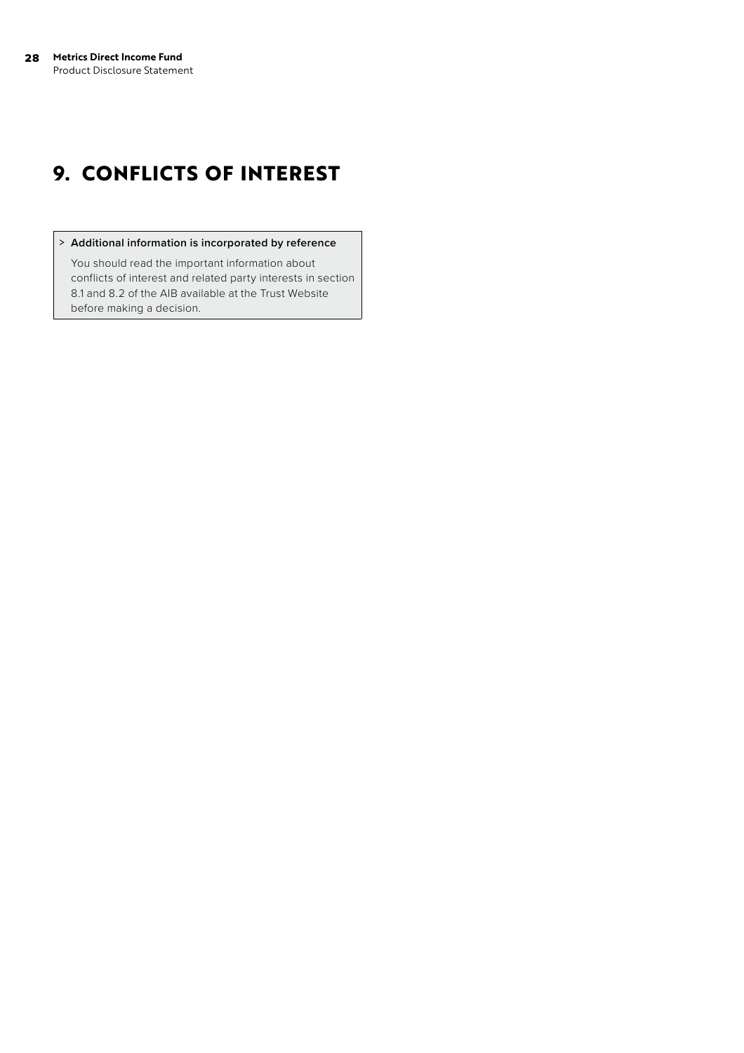# 9. CONFLICTS OF INTEREST

> **Additional information is incorporated by reference**
>
> You should read the important information about conflicts of interest and related party interests in section 8.1 and 8.2 of the AIB available at the Trust Website before making a decision.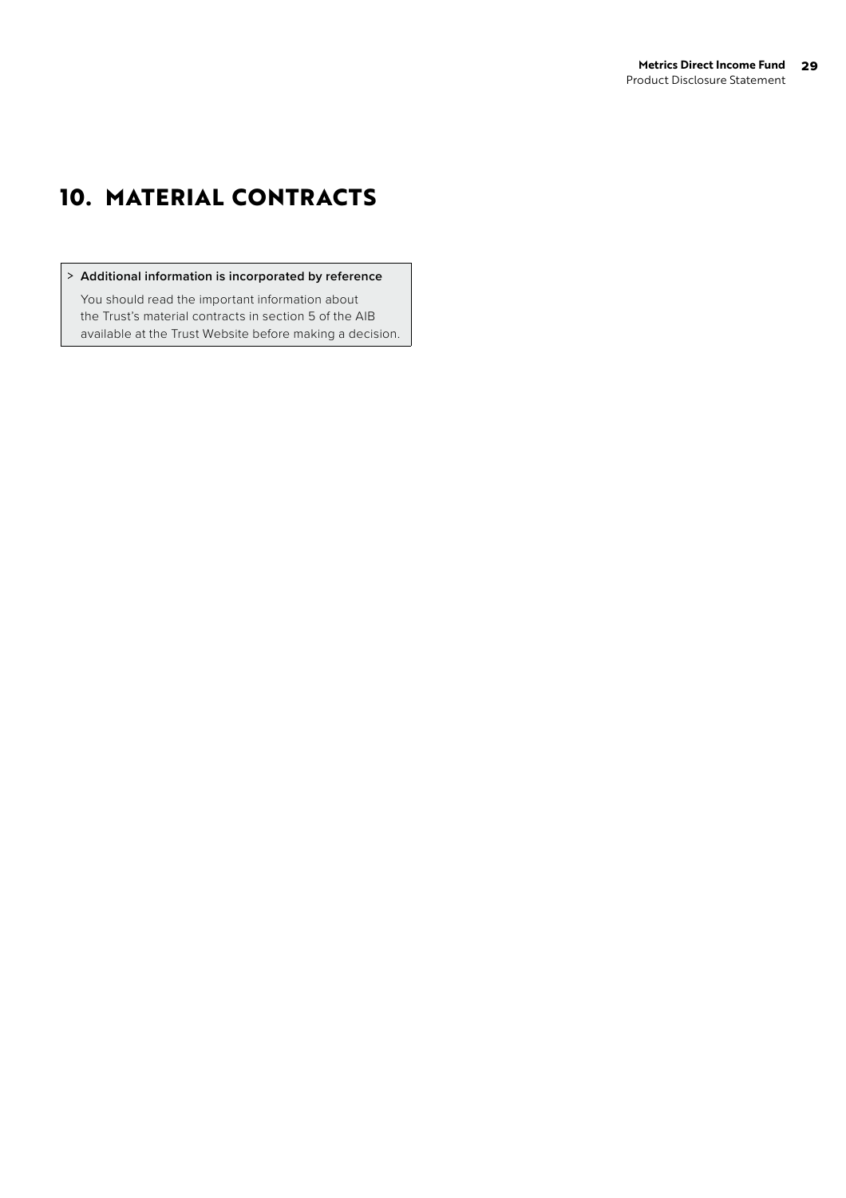# 10. MATERIAL CONTRACTS

> **Additional information is incorporated by reference**
>
> You should read the important information about the Trust's material contracts in section 5 of the AIB available at the Trust Website before making a decision.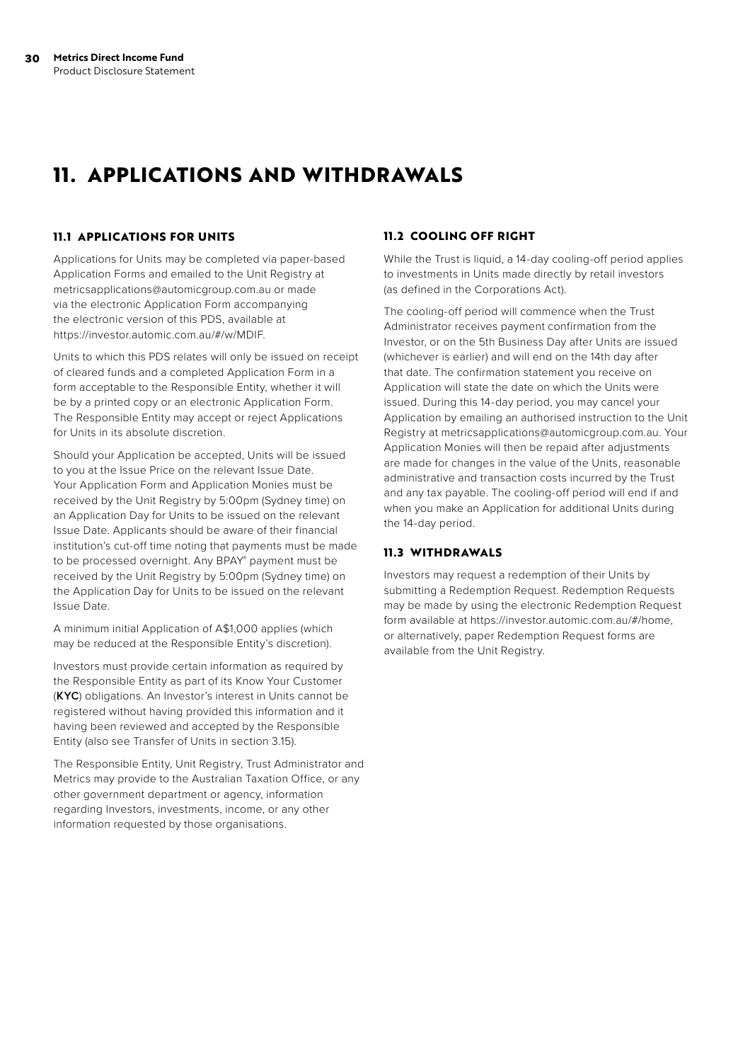# 11. APPLICATIONS AND WITHDRAWALS

## 11.1 APPLICATIONS FOR UNITS

Applications for Units may be completed via paper-based Application Forms and emailed to the Unit Registry at metricsapplications@automicgroup.com.au or made via the electronic Application Form accompanying the electronic version of this PDS, available at https://investor.automic.com.au/#/w/MDIF.

Units to which this PDS relates will only be issued on receipt of cleared funds and a completed Application Form in a form acceptable to the Responsible Entity, whether it will be by a printed copy or an electronic Application Form. The Responsible Entity may accept or reject Applications for Units in its absolute discretion.

Should your Application be accepted, Units will be issued to you at the Issue Price on the relevant Issue Date. Your Application Form and Application Monies must be received by the Unit Registry by 5:00pm (Sydney time) on an Application Day for Units to be issued on the relevant Issue Date. Applicants should be aware of their financial institution's cut-off time noting that payments must be made to be processed overnight. Any BPAY® payment must be received by the Unit Registry by 5:00pm (Sydney time) on the Application Day for Units to be issued on the relevant Issue Date.

A minimum initial Application of A$1,000 applies (which may be reduced at the Responsible Entity's discretion).

Investors must provide certain information as required by the Responsible Entity as part of its Know Your Customer (**KYC**) obligations. An Investor's interest in Units cannot be registered without having provided this information and it having been reviewed and accepted by the Responsible Entity (also see Transfer of Units in section 3.15).

The Responsible Entity, Unit Registry, Trust Administrator and Metrics may provide to the Australian Taxation Office, or any other government department or agency, information regarding Investors, investments, income, or any other information requested by those organisations.

## 11.2 COOLING OFF RIGHT

While the Trust is liquid, a 14-day cooling-off period applies to investments in Units made directly by retail investors (as defined in the Corporations Act).

The cooling-off period will commence when the Trust Administrator receives payment confirmation from the Investor, or on the 5th Business Day after Units are issued (whichever is earlier) and will end on the 14th day after that date. The confirmation statement you receive on Application will state the date on which the Units were issued. During this 14-day period, you may cancel your Application by emailing an authorised instruction to the Unit Registry at metricsapplications@automicgroup.com.au. Your Application Monies will then be repaid after adjustments are made for changes in the value of the Units, reasonable administrative and transaction costs incurred by the Trust and any tax payable. The cooling-off period will end if and when you make an Application for additional Units during the 14-day period.

## 11.3 WITHDRAWALS

Investors may request a redemption of their Units by submitting a Redemption Request. Redemption Requests may be made by using the electronic Redemption Request form available at https://investor.automic.com.au/#/home, or alternatively, paper Redemption Request forms are available from the Unit Registry.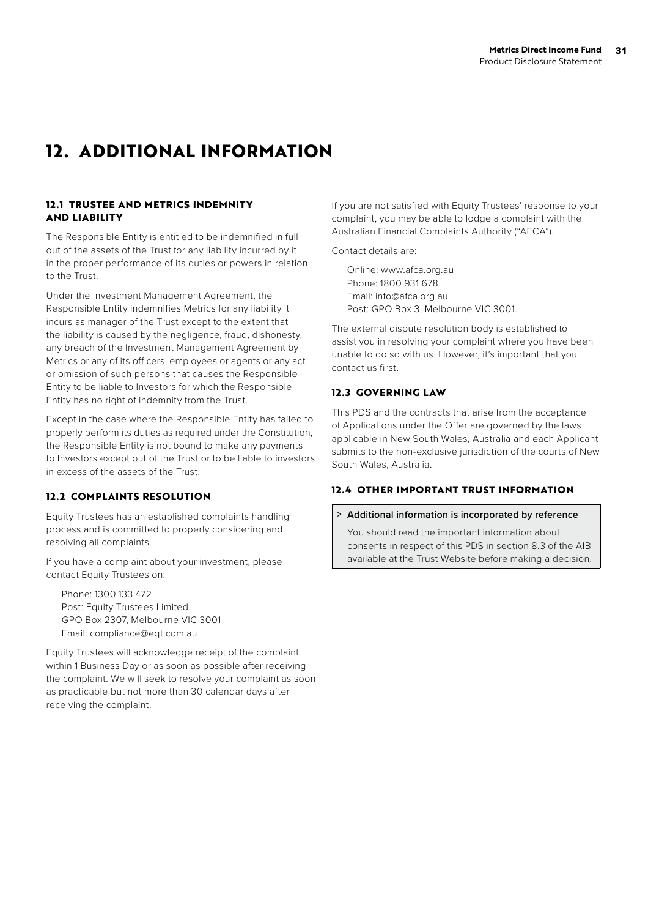# 12. ADDITIONAL INFORMATION

## 12.1 TRUSTEE AND METRICS INDEMNITY AND LIABILITY

The Responsible Entity is entitled to be indemnified in full out of the assets of the Trust for any liability incurred by it in the proper performance of its duties or powers in relation to the Trust.

Under the Investment Management Agreement, the Responsible Entity indemnifies Metrics for any liability it incurs as manager of the Trust except to the extent that the liability is caused by the negligence, fraud, dishonesty, any breach of the Investment Management Agreement by Metrics or any of its officers, employees or agents or any act or omission of such persons that causes the Responsible Entity to be liable to Investors for which the Responsible Entity has no right of indemnity from the Trust.

Except in the case where the Responsible Entity has failed to properly perform its duties as required under the Constitution, the Responsible Entity is not bound to make any payments to Investors except out of the Trust or to be liable to investors in excess of the assets of the Trust.

## 12.2 COMPLAINTS RESOLUTION

Equity Trustees has an established complaints handling process and is committed to properly considering and resolving all complaints.

If you have a complaint about your investment, please contact Equity Trustees on:

Phone: 1300 133 472
Post: Equity Trustees Limited
GPO Box 2307, Melbourne VIC 3001
Email: compliance@eqt.com.au

Equity Trustees will acknowledge receipt of the complaint within 1 Business Day or as soon as possible after receiving the complaint. We will seek to resolve your complaint as soon as practicable but not more than 30 calendar days after receiving the complaint.

If you are not satisfied with Equity Trustees' response to your complaint, you may be able to lodge a complaint with the Australian Financial Complaints Authority ("AFCA").

Contact details are:

Online: www.afca.org.au
Phone: 1800 931 678
Email: info@afca.org.au
Post: GPO Box 3, Melbourne VIC 3001.

The external dispute resolution body is established to assist you in resolving your complaint where you have been unable to do so with us. However, it's important that you contact us first.

## 12.3 GOVERNING LAW

This PDS and the contracts that arise from the acceptance of Applications under the Offer are governed by the laws applicable in New South Wales, Australia and each Applicant submits to the non-exclusive jurisdiction of the courts of New South Wales, Australia.

## 12.4 OTHER IMPORTANT TRUST INFORMATION

> **Additional information is incorporated by reference**
>
> You should read the important information about consents in respect of this PDS in section 8.3 of the AIB available at the Trust Website before making a decision.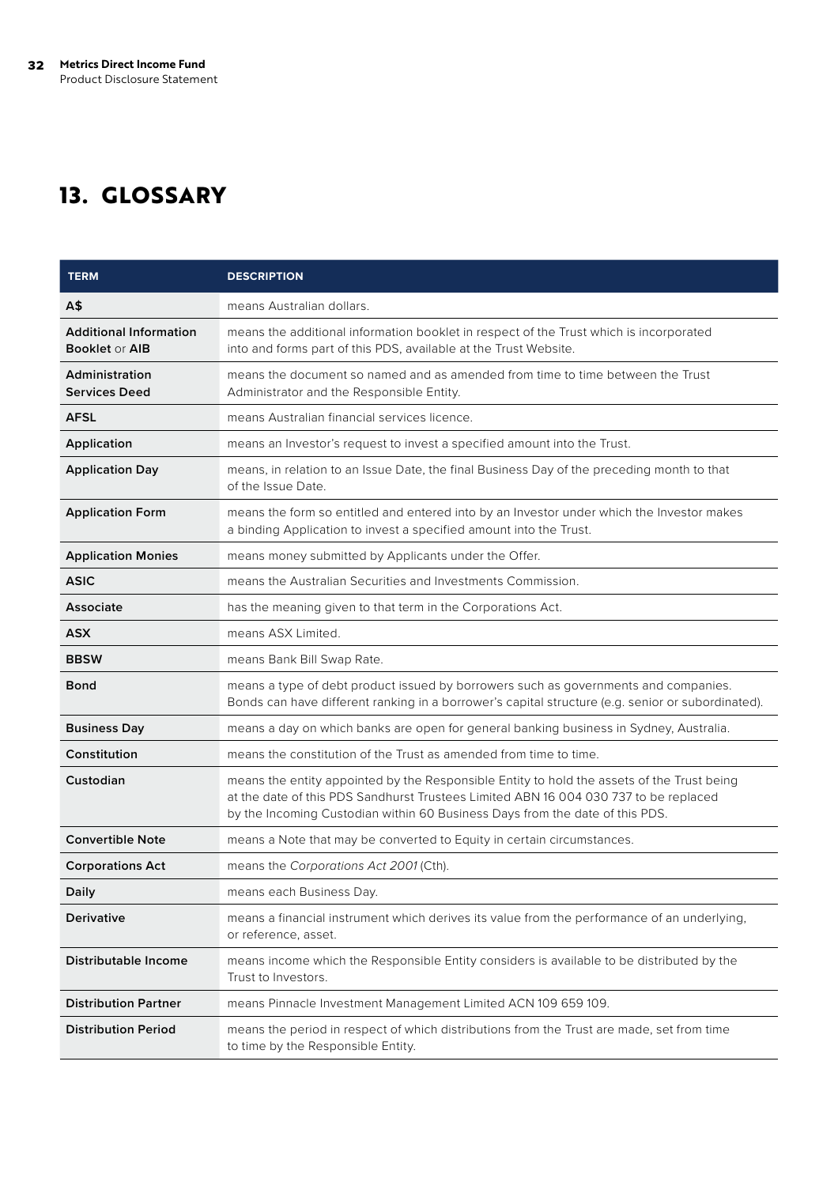# 13. GLOSSARY

| TERM | DESCRIPTION |
|---|---|
| **A$** | means Australian dollars. |
| **Additional Information Booklet** or **AIB** | means the additional information booklet in respect of the Trust which is incorporated into and forms part of this PDS, available at the Trust Website. |
| **Administration Services Deed** | means the document so named and as amended from time to time between the Trust Administrator and the Responsible Entity. |
| **AFSL** | means Australian financial services licence. |
| **Application** | means an Investor's request to invest a specified amount into the Trust. |
| **Application Day** | means, in relation to an Issue Date, the final Business Day of the preceding month to that of the Issue Date. |
| **Application Form** | means the form so entitled and entered into by an Investor under which the Investor makes a binding Application to invest a specified amount into the Trust. |
| **Application Monies** | means money submitted by Applicants under the Offer. |
| **ASIC** | means the Australian Securities and Investments Commission. |
| **Associate** | has the meaning given to that term in the Corporations Act. |
| **ASX** | means ASX Limited. |
| **BBSW** | means Bank Bill Swap Rate. |
| **Bond** | means a type of debt product issued by borrowers such as governments and companies. Bonds can have different ranking in a borrower's capital structure (e.g. senior or subordinated). |
| **Business Day** | means a day on which banks are open for general banking business in Sydney, Australia. |
| **Constitution** | means the constitution of the Trust as amended from time to time. |
| **Custodian** | means the entity appointed by the Responsible Entity to hold the assets of the Trust being at the date of this PDS Sandhurst Trustees Limited ABN 16 004 030 737 to be replaced by the Incoming Custodian within 60 Business Days from the date of this PDS. |
| **Convertible Note** | means a Note that may be converted to Equity in certain circumstances. |
| **Corporations Act** | means the *Corporations Act 2001* (Cth). |
| **Daily** | means each Business Day. |
| **Derivative** | means a financial instrument which derives its value from the performance of an underlying, or reference, asset. |
| **Distributable Income** | means income which the Responsible Entity considers is available to be distributed by the Trust to Investors. |
| **Distribution Partner** | means Pinnacle Investment Management Limited ACN 109 659 109. |
| **Distribution Period** | means the period in respect of which distributions from the Trust are made, set from time to time by the Responsible Entity. |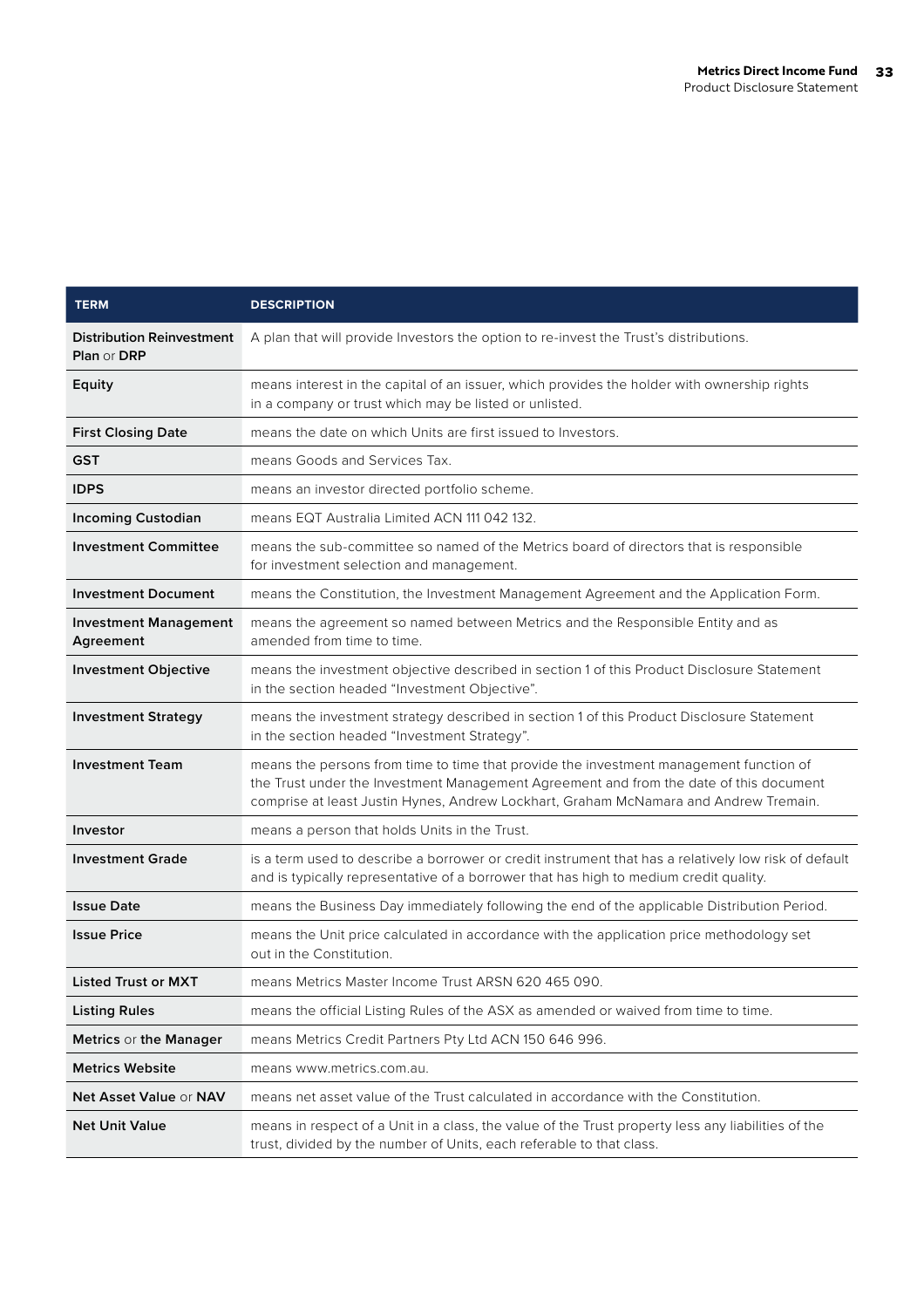| TERM | DESCRIPTION |
|---|---|
| **Distribution Reinvestment Plan** or **DRP** | A plan that will provide Investors the option to re-invest the Trust's distributions. |
| **Equity** | means interest in the capital of an issuer, which provides the holder with ownership rights in a company or trust which may be listed or unlisted. |
| **First Closing Date** | means the date on which Units are first issued to Investors. |
| **GST** | means Goods and Services Tax. |
| **IDPS** | means an investor directed portfolio scheme. |
| **Incoming Custodian** | means EQT Australia Limited ACN 111 042 132. |
| **Investment Committee** | means the sub-committee so named of the Metrics board of directors that is responsible for investment selection and management. |
| **Investment Document** | means the Constitution, the Investment Management Agreement and the Application Form. |
| **Investment Management Agreement** | means the agreement so named between Metrics and the Responsible Entity and as amended from time to time. |
| **Investment Objective** | means the investment objective described in section 1 of this Product Disclosure Statement in the section headed "Investment Objective". |
| **Investment Strategy** | means the investment strategy described in section 1 of this Product Disclosure Statement in the section headed "Investment Strategy". |
| **Investment Team** | means the persons from time to time that provide the investment management function of the Trust under the Investment Management Agreement and from the date of this document comprise at least Justin Hynes, Andrew Lockhart, Graham McNamara and Andrew Tremain. |
| **Investor** | means a person that holds Units in the Trust. |
| **Investment Grade** | is a term used to describe a borrower or credit instrument that has a relatively low risk of default and is typically representative of a borrower that has high to medium credit quality. |
| **Issue Date** | means the Business Day immediately following the end of the applicable Distribution Period. |
| **Issue Price** | means the Unit price calculated in accordance with the application price methodology set out in the Constitution. |
| **Listed Trust or MXT** | means Metrics Master Income Trust ARSN 620 465 090. |
| **Listing Rules** | means the official Listing Rules of the ASX as amended or waived from time to time. |
| **Metrics** or **the Manager** | means Metrics Credit Partners Pty Ltd ACN 150 646 996. |
| **Metrics Website** | means www.metrics.com.au. |
| **Net Asset Value** or **NAV** | means net asset value of the Trust calculated in accordance with the Constitution. |
| **Net Unit Value** | means in respect of a Unit in a class, the value of the Trust property less any liabilities of the trust, divided by the number of Units, each referable to that class. |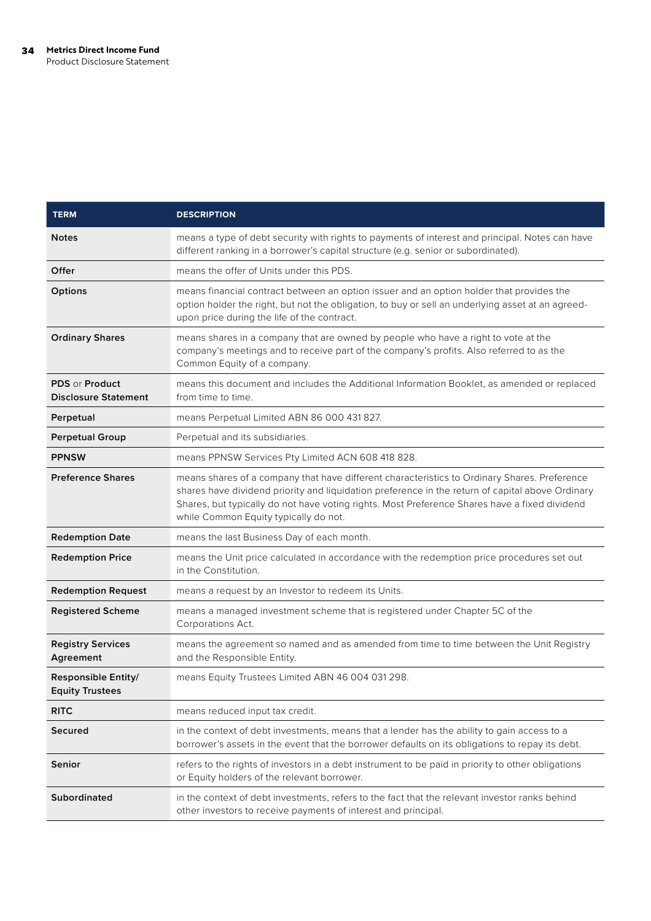| TERM | DESCRIPTION |
|---|---|
| **Notes** | means a type of debt security with rights to payments of interest and principal. Notes can have different ranking in a borrower's capital structure (e.g. senior or subordinated). |
| **Offer** | means the offer of Units under this PDS. |
| **Options** | means financial contract between an option issuer and an option holder that provides the option holder the right, but not the obligation, to buy or sell an underlying asset at an agreed-upon price during the life of the contract. |
| **Ordinary Shares** | means shares in a company that are owned by people who have a right to vote at the company's meetings and to receive part of the company's profits. Also referred to as the Common Equity of a company. |
| **PDS** or **Product Disclosure Statement** | means this document and includes the Additional Information Booklet, as amended or replaced from time to time. |
| **Perpetual** | means Perpetual Limited ABN 86 000 431 827. |
| **Perpetual Group** | Perpetual and its subsidiaries. |
| **PPNSW** | means PPNSW Services Pty Limited ACN 608 418 828. |
| **Preference Shares** | means shares of a company that have different characteristics to Ordinary Shares. Preference shares have dividend priority and liquidation preference in the return of capital above Ordinary Shares, but typically do not have voting rights. Most Preference Shares have a fixed dividend while Common Equity typically do not. |
| **Redemption Date** | means the last Business Day of each month. |
| **Redemption Price** | means the Unit price calculated in accordance with the redemption price procedures set out in the Constitution. |
| **Redemption Request** | means a request by an Investor to redeem its Units. |
| **Registered Scheme** | means a managed investment scheme that is registered under Chapter 5C of the Corporations Act. |
| **Registry Services Agreement** | means the agreement so named and as amended from time to time between the Unit Registry and the Responsible Entity. |
| **Responsible Entity/ Equity Trustees** | means Equity Trustees Limited ABN 46 004 031 298. |
| **RITC** | means reduced input tax credit. |
| **Secured** | in the context of debt investments, means that a lender has the ability to gain access to a borrower's assets in the event that the borrower defaults on its obligations to repay its debt. |
| **Senior** | refers to the rights of investors in a debt instrument to be paid in priority to other obligations or Equity holders of the relevant borrower. |
| **Subordinated** | in the context of debt investments, refers to the fact that the relevant investor ranks behind other investors to receive payments of interest and principal. |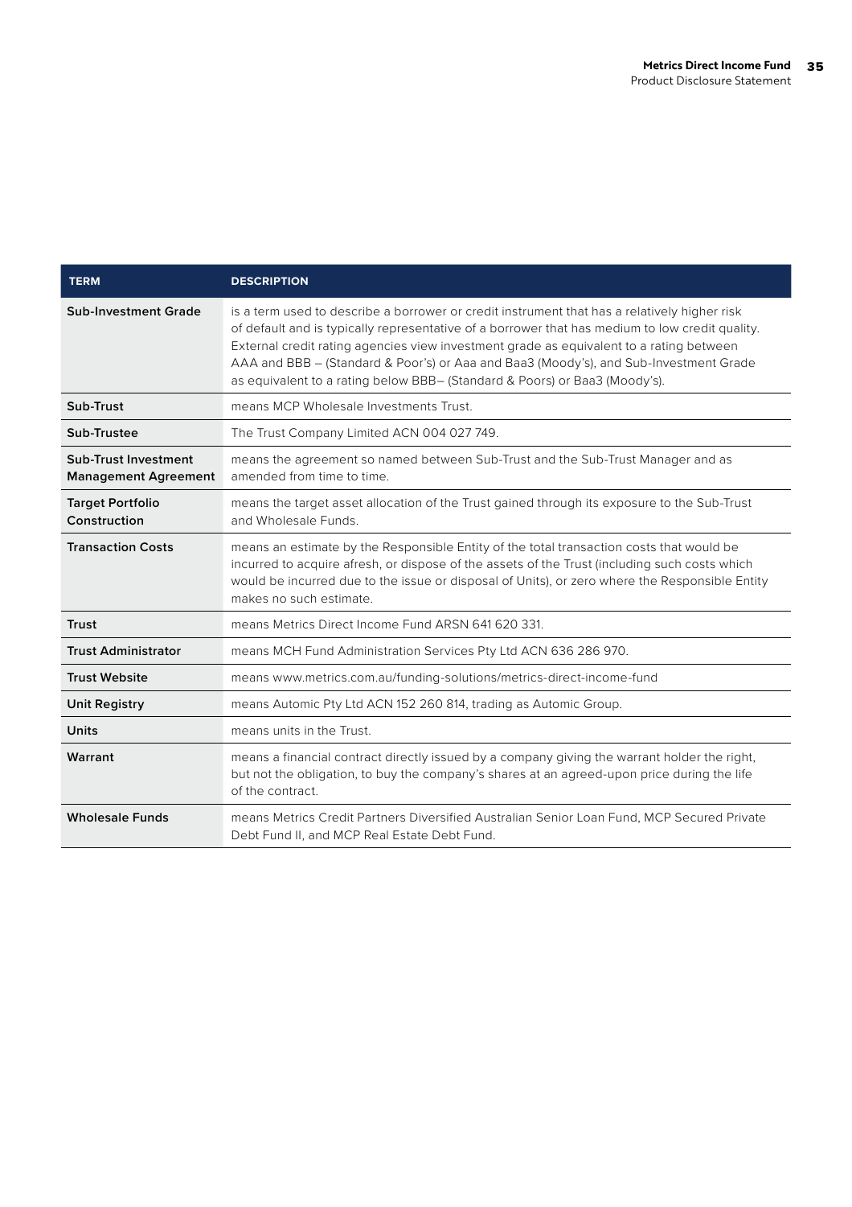| TERM | DESCRIPTION |
|---|---|
| **Sub-Investment Grade** | is a term used to describe a borrower or credit instrument that has a relatively higher risk of default and is typically representative of a borrower that has medium to low credit quality. External credit rating agencies view investment grade as equivalent to a rating between AAA and BBB – (Standard & Poor's) or Aaa and Baa3 (Moody's), and Sub-Investment Grade as equivalent to a rating below BBB– (Standard & Poors) or Baa3 (Moody's). |
| **Sub-Trust** | means MCP Wholesale Investments Trust. |
| **Sub-Trustee** | The Trust Company Limited ACN 004 027 749. |
| **Sub-Trust Investment Management Agreement** | means the agreement so named between Sub-Trust and the Sub-Trust Manager and as amended from time to time. |
| **Target Portfolio Construction** | means the target asset allocation of the Trust gained through its exposure to the Sub-Trust and Wholesale Funds. |
| **Transaction Costs** | means an estimate by the Responsible Entity of the total transaction costs that would be incurred to acquire afresh, or dispose of the assets of the Trust (including such costs which would be incurred due to the issue or disposal of Units), or zero where the Responsible Entity makes no such estimate. |
| **Trust** | means Metrics Direct Income Fund ARSN 641 620 331. |
| **Trust Administrator** | means MCH Fund Administration Services Pty Ltd ACN 636 286 970. |
| **Trust Website** | means www.metrics.com.au/funding-solutions/metrics-direct-income-fund |
| **Unit Registry** | means Automic Pty Ltd ACN 152 260 814, trading as Automic Group. |
| **Units** | means units in the Trust. |
| **Warrant** | means a financial contract directly issued by a company giving the warrant holder the right, but not the obligation, to buy the company's shares at an agreed-upon price during the life of the contract. |
| **Wholesale Funds** | means Metrics Credit Partners Diversified Australian Senior Loan Fund, MCP Secured Private Debt Fund II, and MCP Real Estate Debt Fund. |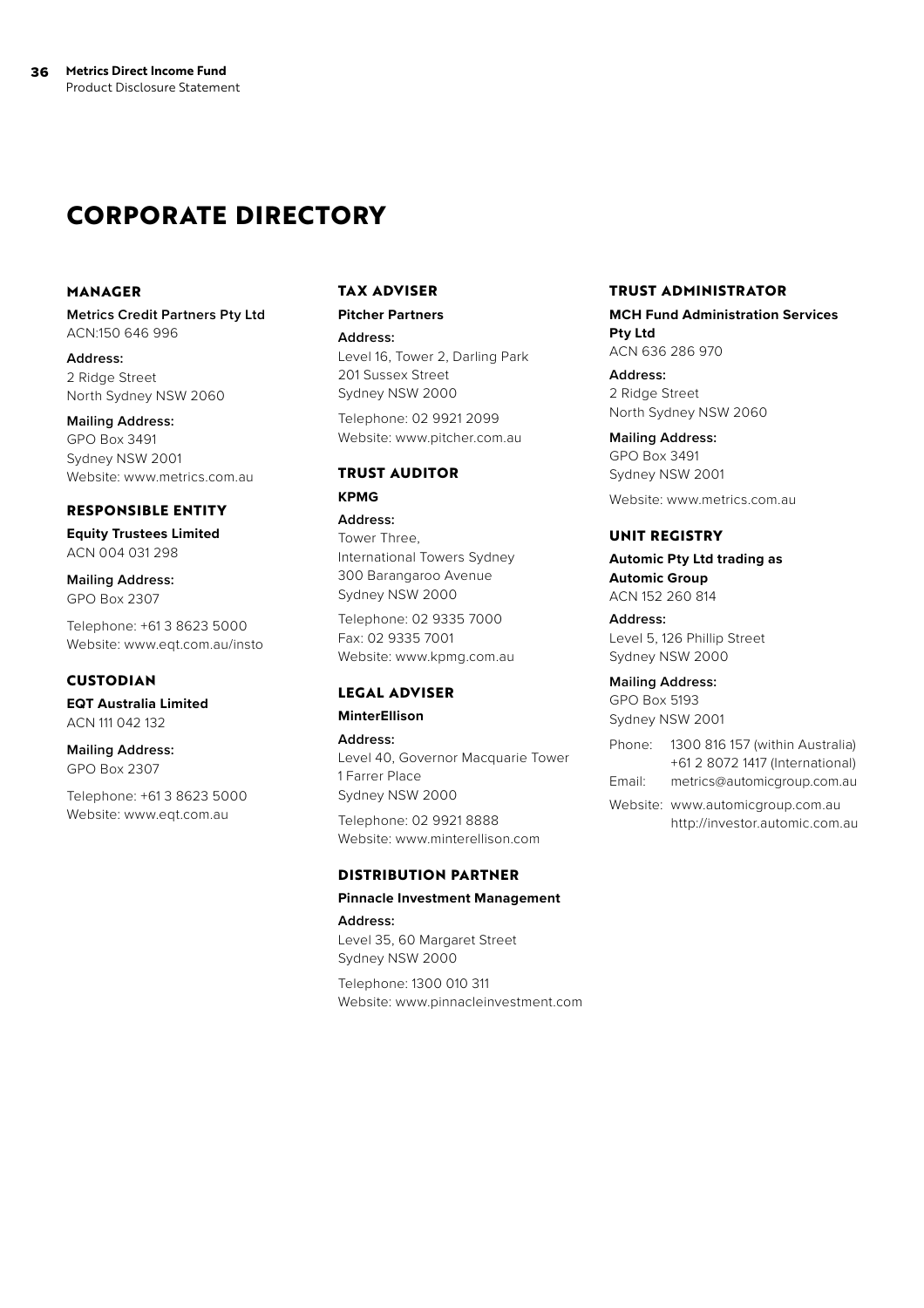# CORPORATE DIRECTORY

## MANAGER

**Metrics Credit Partners Pty Ltd**
ACN:150 646 996

**Address:**
2 Ridge Street
North Sydney NSW 2060

**Mailing Address:**
GPO Box 3491
Sydney NSW 2001
Website: www.metrics.com.au

## RESPONSIBLE ENTITY

**Equity Trustees Limited**
ACN 004 031 298

**Mailing Address:**
GPO Box 2307

Telephone: +61 3 8623 5000
Website: www.eqt.com.au/insto

## CUSTODIAN

**EQT Australia Limited**
ACN 111 042 132

**Mailing Address:**
GPO Box 2307

Telephone: +61 3 8623 5000
Website: www.eqt.com.au

## TAX ADVISER

**Pitcher Partners**

**Address:**
Level 16, Tower 2, Darling Park
201 Sussex Street
Sydney NSW 2000

Telephone: 02 9921 2099
Website: www.pitcher.com.au

## TRUST AUDITOR

**KPMG**

**Address:**
Tower Three,
International Towers Sydney
300 Barangaroo Avenue
Sydney NSW 2000

Telephone: 02 9335 7000
Fax: 02 9335 7001
Website: www.kpmg.com.au

## LEGAL ADVISER

**MinterEllison**

**Address:**
Level 40, Governor Macquarie Tower
1 Farrer Place
Sydney NSW 2000

Telephone: 02 9921 8888
Website: www.minterellison.com

## DISTRIBUTION PARTNER

**Pinnacle Investment Management**

**Address:**
Level 35, 60 Margaret Street
Sydney NSW 2000

Telephone: 1300 010 311
Website: www.pinnacleinvestment.com

## TRUST ADMINISTRATOR

**MCH Fund Administration Services Pty Ltd**
ACN 636 286 970

**Address:**
2 Ridge Street
North Sydney NSW 2060

**Mailing Address:**
GPO Box 3491
Sydney NSW 2001

Website: www.metrics.com.au

## UNIT REGISTRY

**Automic Pty Ltd trading as Automic Group**
ACN 152 260 814

**Address:**
Level 5, 126 Phillip Street
Sydney NSW 2000

**Mailing Address:**
GPO Box 5193
Sydney NSW 2001

Phone: 1300 816 157 (within Australia)
+61 2 8072 1417 (International)
Email: metrics@automicgroup.com.au
Website: www.automicgroup.com.au
http://investor.automic.com.au